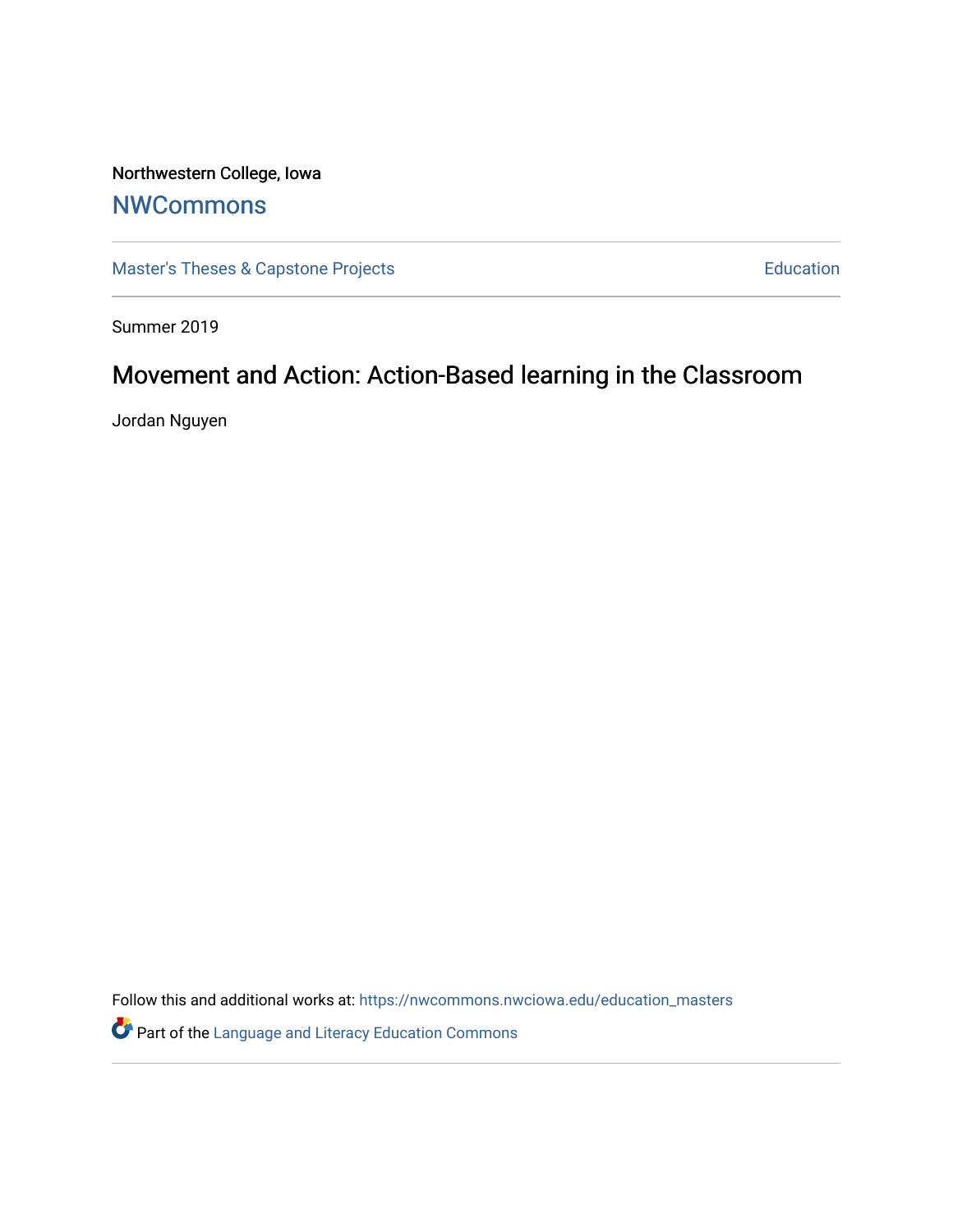Northwestern College, Iowa

## NWCommons

Master's Theses & Capstone Projects | Education

Summer 2019

# Movement and Action: Action-Based learning in the Classroom

Jordan Nguyen

Follow this and additional works at: https://nwcommons.nwciowa.edu/education_masters

Part of the Language and Literacy Education Commons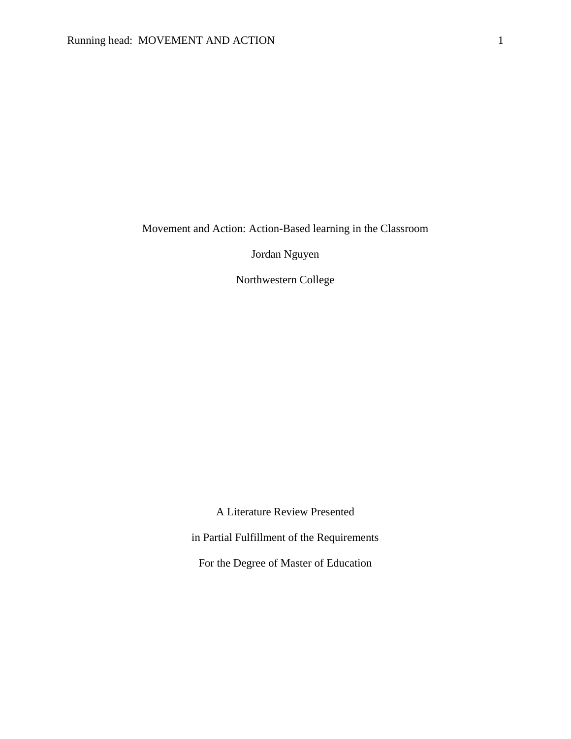Movement and Action: Action-Based learning in the Classroom

Jordan Nguyen

Northwestern College

A Literature Review Presented

in Partial Fulfillment of the Requirements

For the Degree of Master of Education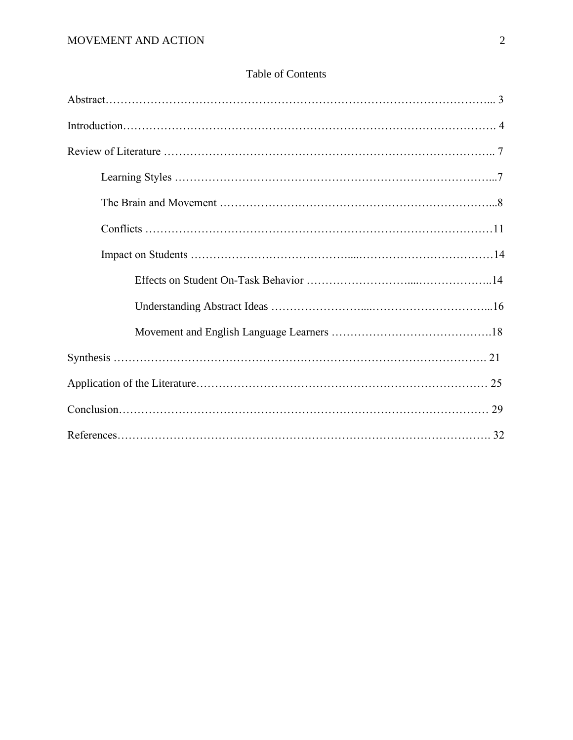# Table of Contents

Abstract ........................................................................................................ 3

Introduction .................................................................................................. 4

Review of Literature ..................................................................................... 7

- Learning Styles ....................................................................................... 7
- The Brain and Movement ......................................................................... 8
- Conflicts ................................................................................................ 11
- Impact on Students ................................................................................ 14
  - Effects on Student On-Task Behavior ................................................ 14
  - Understanding Abstract Ideas ............................................................ 16
  - Movement and English Language Learners ........................................ 18

Synthesis ..................................................................................................... 21

Application of the Literature ........................................................................ 25

Conclusion ................................................................................................... 29

References ................................................................................................... 32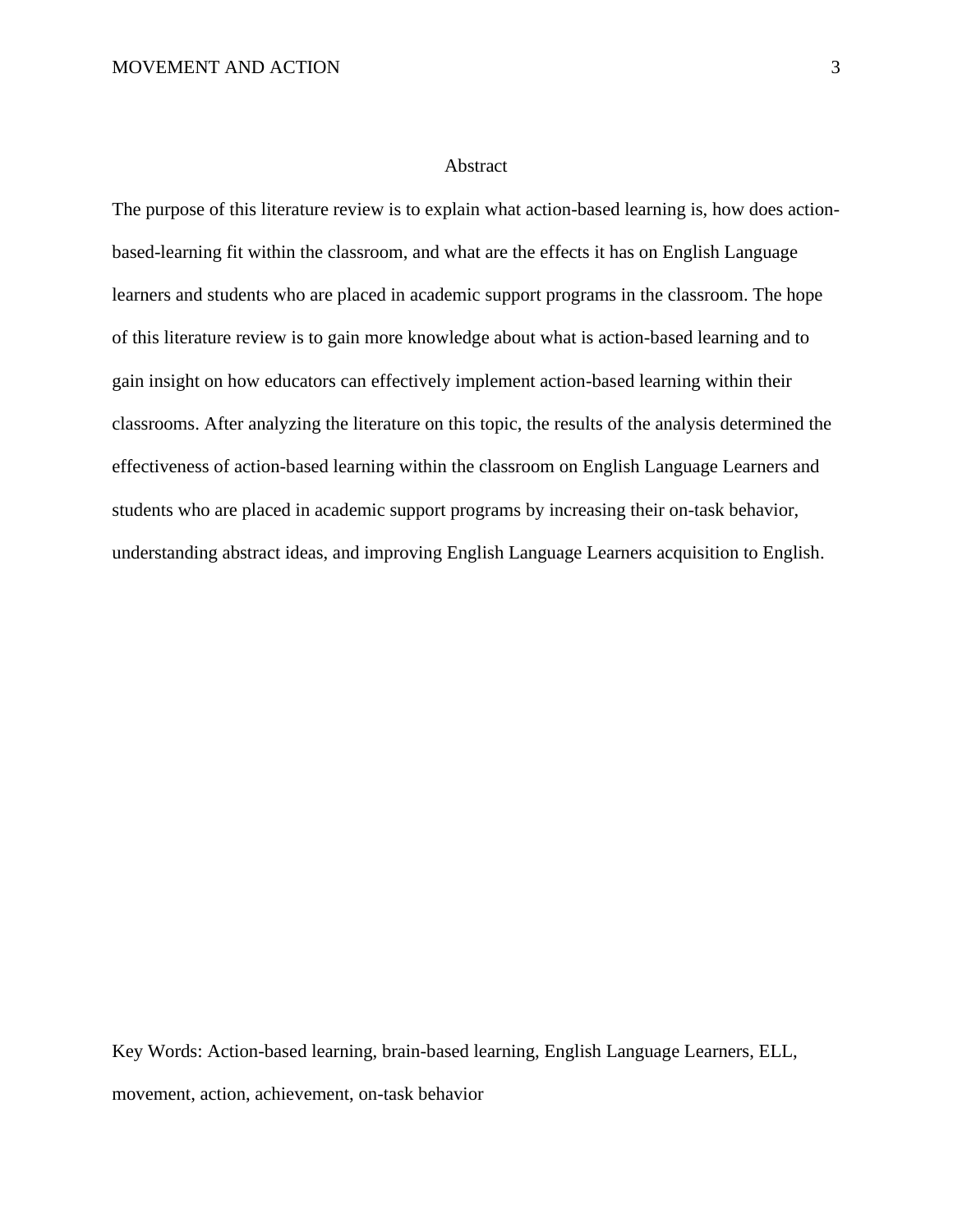# Abstract

The purpose of this literature review is to explain what action-based learning is, how does action-based-learning fit within the classroom, and what are the effects it has on English Language learners and students who are placed in academic support programs in the classroom. The hope of this literature review is to gain more knowledge about what is action-based learning and to gain insight on how educators can effectively implement action-based learning within their classrooms. After analyzing the literature on this topic, the results of the analysis determined the effectiveness of action-based learning within the classroom on English Language Learners and students who are placed in academic support programs by increasing their on-task behavior, understanding abstract ideas, and improving English Language Learners acquisition to English.

Key Words: Action-based learning, brain-based learning, English Language Learners, ELL, movement, action, achievement, on-task behavior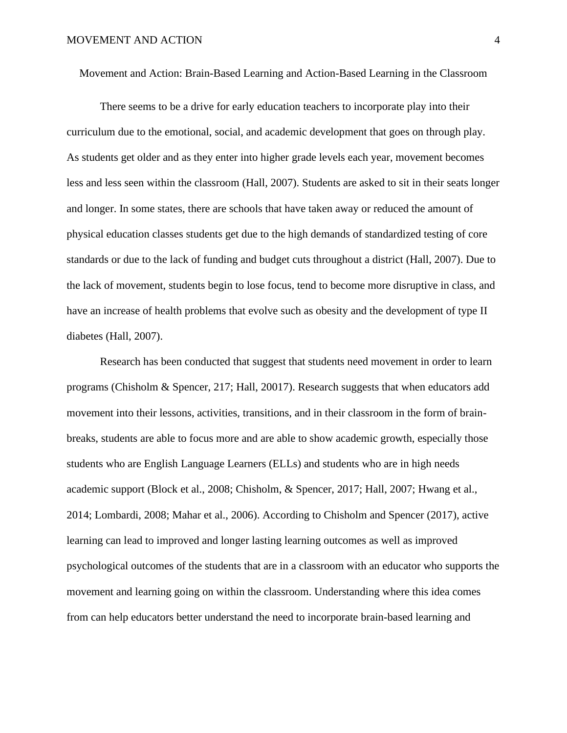# Movement and Action: Brain-Based Learning and Action-Based Learning in the Classroom

There seems to be a drive for early education teachers to incorporate play into their curriculum due to the emotional, social, and academic development that goes on through play. As students get older and as they enter into higher grade levels each year, movement becomes less and less seen within the classroom (Hall, 2007). Students are asked to sit in their seats longer and longer. In some states, there are schools that have taken away or reduced the amount of physical education classes students get due to the high demands of standardized testing of core standards or due to the lack of funding and budget cuts throughout a district (Hall, 2007). Due to the lack of movement, students begin to lose focus, tend to become more disruptive in class, and have an increase of health problems that evolve such as obesity and the development of type II diabetes (Hall, 2007).

Research has been conducted that suggest that students need movement in order to learn programs (Chisholm & Spencer, 217; Hall, 20017). Research suggests that when educators add movement into their lessons, activities, transitions, and in their classroom in the form of brain-breaks, students are able to focus more and are able to show academic growth, especially those students who are English Language Learners (ELLs) and students who are in high needs academic support (Block et al., 2008; Chisholm, & Spencer, 2017; Hall, 2007; Hwang et al., 2014; Lombardi, 2008; Mahar et al., 2006). According to Chisholm and Spencer (2017), active learning can lead to improved and longer lasting learning outcomes as well as improved psychological outcomes of the students that are in a classroom with an educator who supports the movement and learning going on within the classroom. Understanding where this idea comes from can help educators better understand the need to incorporate brain-based learning and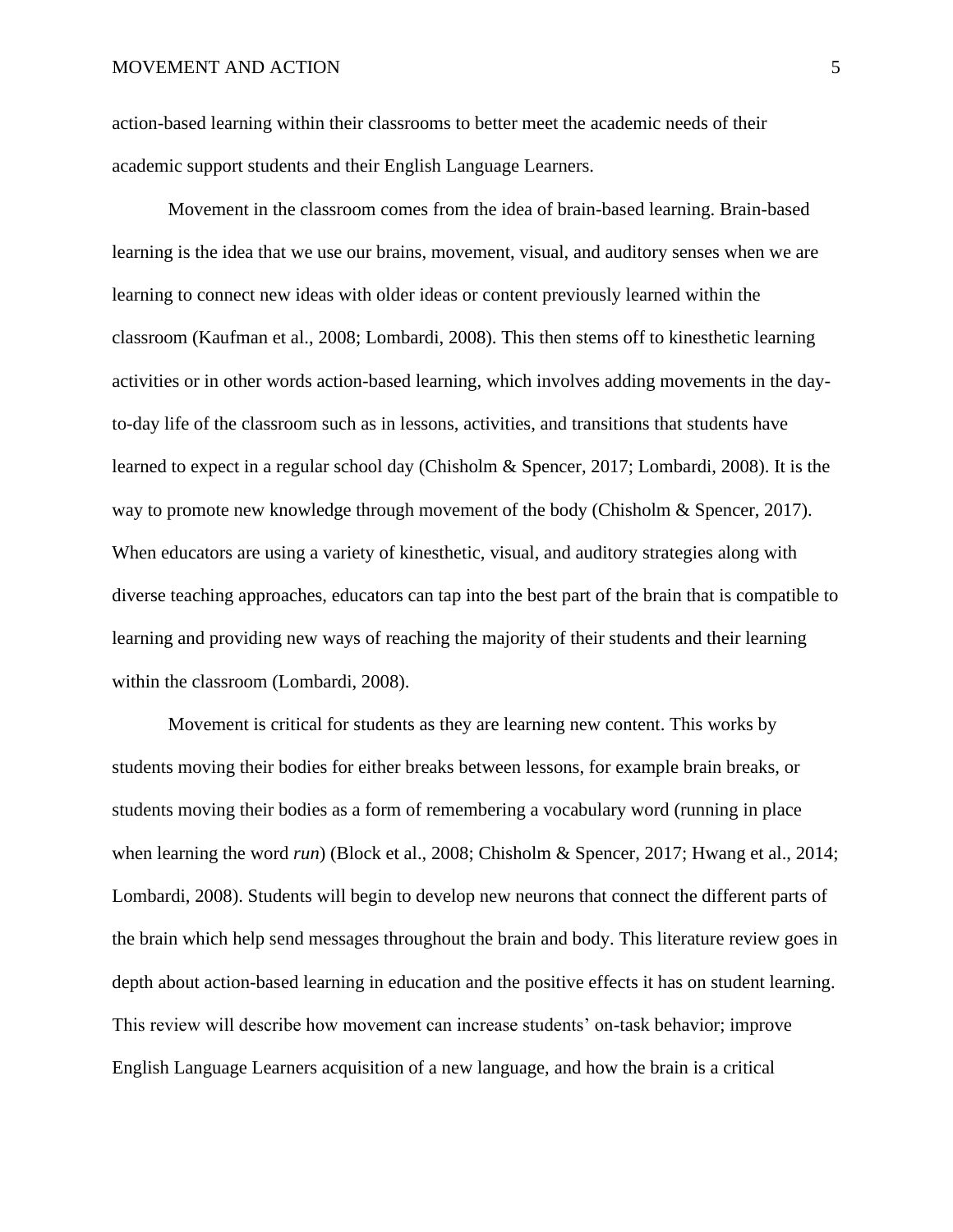action-based learning within their classrooms to better meet the academic needs of their academic support students and their English Language Learners.

Movement in the classroom comes from the idea of brain-based learning. Brain-based learning is the idea that we use our brains, movement, visual, and auditory senses when we are learning to connect new ideas with older ideas or content previously learned within the classroom (Kaufman et al., 2008; Lombardi, 2008). This then stems off to kinesthetic learning activities or in other words action-based learning, which involves adding movements in the day-to-day life of the classroom such as in lessons, activities, and transitions that students have learned to expect in a regular school day (Chisholm & Spencer, 2017; Lombardi, 2008). It is the way to promote new knowledge through movement of the body (Chisholm & Spencer, 2017). When educators are using a variety of kinesthetic, visual, and auditory strategies along with diverse teaching approaches, educators can tap into the best part of the brain that is compatible to learning and providing new ways of reaching the majority of their students and their learning within the classroom (Lombardi, 2008).

Movement is critical for students as they are learning new content. This works by students moving their bodies for either breaks between lessons, for example brain breaks, or students moving their bodies as a form of remembering a vocabulary word (running in place when learning the word *run*) (Block et al., 2008; Chisholm & Spencer, 2017; Hwang et al., 2014; Lombardi, 2008). Students will begin to develop new neurons that connect the different parts of the brain which help send messages throughout the brain and body. This literature review goes in depth about action-based learning in education and the positive effects it has on student learning. This review will describe how movement can increase students' on-task behavior; improve English Language Learners acquisition of a new language, and how the brain is a critical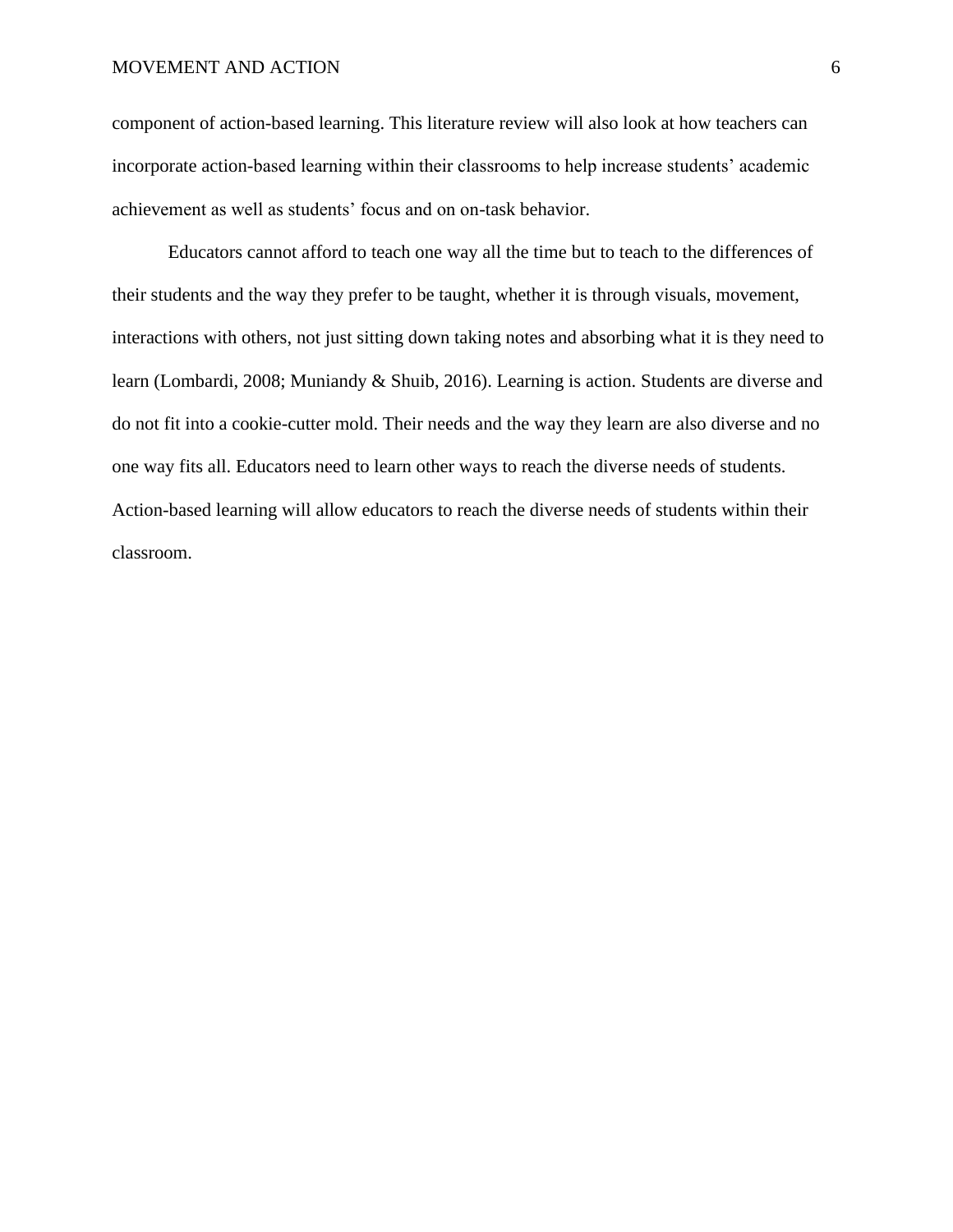component of action-based learning. This literature review will also look at how teachers can incorporate action-based learning within their classrooms to help increase students' academic achievement as well as students' focus and on on-task behavior.

Educators cannot afford to teach one way all the time but to teach to the differences of their students and the way they prefer to be taught, whether it is through visuals, movement, interactions with others, not just sitting down taking notes and absorbing what it is they need to learn (Lombardi, 2008; Muniandy & Shuib, 2016). Learning is action. Students are diverse and do not fit into a cookie-cutter mold. Their needs and the way they learn are also diverse and no one way fits all. Educators need to learn other ways to reach the diverse needs of students. Action-based learning will allow educators to reach the diverse needs of students within their classroom.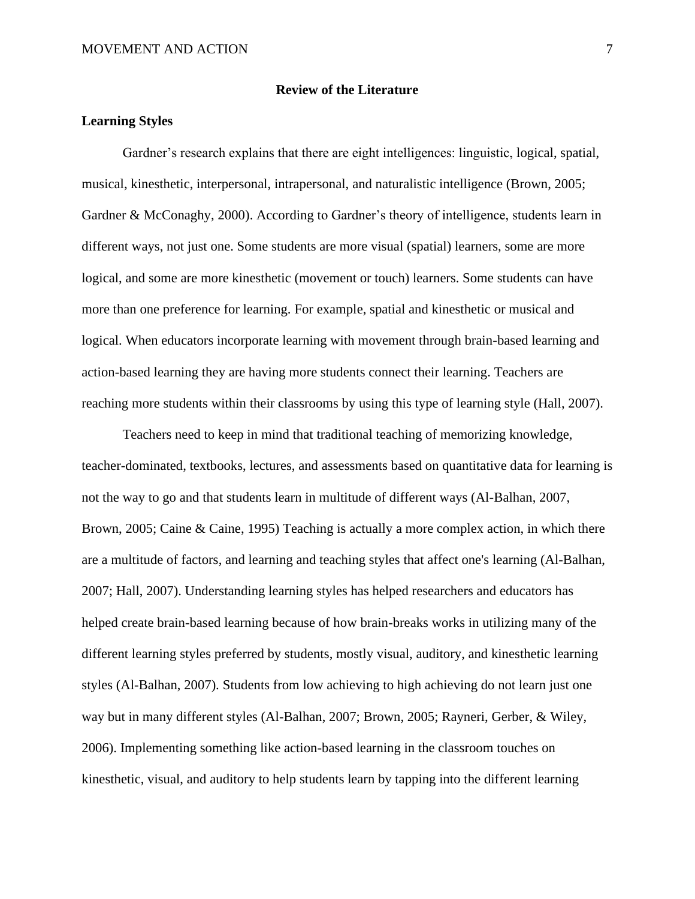## Review of the Literature

### Learning Styles

Gardner's research explains that there are eight intelligences: linguistic, logical, spatial, musical, kinesthetic, interpersonal, intrapersonal, and naturalistic intelligence (Brown, 2005; Gardner & McConaghy, 2000). According to Gardner's theory of intelligence, students learn in different ways, not just one. Some students are more visual (spatial) learners, some are more logical, and some are more kinesthetic (movement or touch) learners. Some students can have more than one preference for learning. For example, spatial and kinesthetic or musical and logical. When educators incorporate learning with movement through brain-based learning and action-based learning they are having more students connect their learning. Teachers are reaching more students within their classrooms by using this type of learning style (Hall, 2007).

Teachers need to keep in mind that traditional teaching of memorizing knowledge, teacher-dominated, textbooks, lectures, and assessments based on quantitative data for learning is not the way to go and that students learn in multitude of different ways (Al-Balhan, 2007, Brown, 2005; Caine & Caine, 1995) Teaching is actually a more complex action, in which there are a multitude of factors, and learning and teaching styles that affect one's learning (Al-Balhan, 2007; Hall, 2007). Understanding learning styles has helped researchers and educators has helped create brain-based learning because of how brain-breaks works in utilizing many of the different learning styles preferred by students, mostly visual, auditory, and kinesthetic learning styles (Al-Balhan, 2007). Students from low achieving to high achieving do not learn just one way but in many different styles (Al-Balhan, 2007; Brown, 2005; Rayneri, Gerber, & Wiley, 2006). Implementing something like action-based learning in the classroom touches on kinesthetic, visual, and auditory to help students learn by tapping into the different learning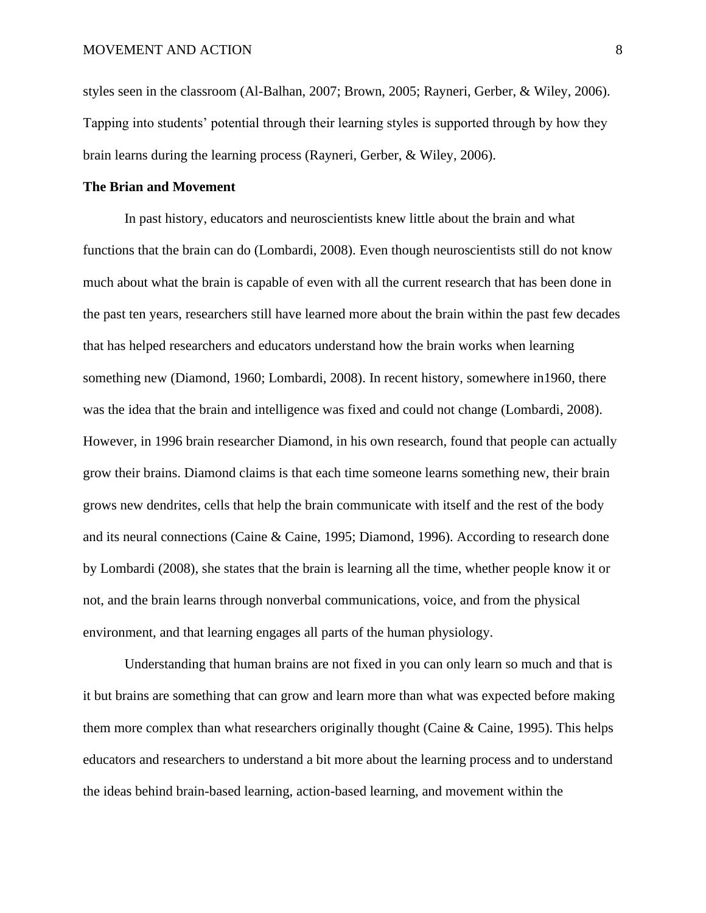styles seen in the classroom (Al-Balhan, 2007; Brown, 2005; Rayneri, Gerber, & Wiley, 2006). Tapping into students' potential through their learning styles is supported through by how they brain learns during the learning process (Rayneri, Gerber, & Wiley, 2006).

**The Brian and Movement**

In past history, educators and neuroscientists knew little about the brain and what functions that the brain can do (Lombardi, 2008). Even though neuroscientists still do not know much about what the brain is capable of even with all the current research that has been done in the past ten years, researchers still have learned more about the brain within the past few decades that has helped researchers and educators understand how the brain works when learning something new (Diamond, 1960; Lombardi, 2008). In recent history, somewhere in1960, there was the idea that the brain and intelligence was fixed and could not change (Lombardi, 2008). However, in 1996 brain researcher Diamond, in his own research, found that people can actually grow their brains. Diamond claims is that each time someone learns something new, their brain grows new dendrites, cells that help the brain communicate with itself and the rest of the body and its neural connections (Caine & Caine, 1995; Diamond, 1996). According to research done by Lombardi (2008), she states that the brain is learning all the time, whether people know it or not, and the brain learns through nonverbal communications, voice, and from the physical environment, and that learning engages all parts of the human physiology.

Understanding that human brains are not fixed in you can only learn so much and that is it but brains are something that can grow and learn more than what was expected before making them more complex than what researchers originally thought (Caine & Caine, 1995). This helps educators and researchers to understand a bit more about the learning process and to understand the ideas behind brain-based learning, action-based learning, and movement within the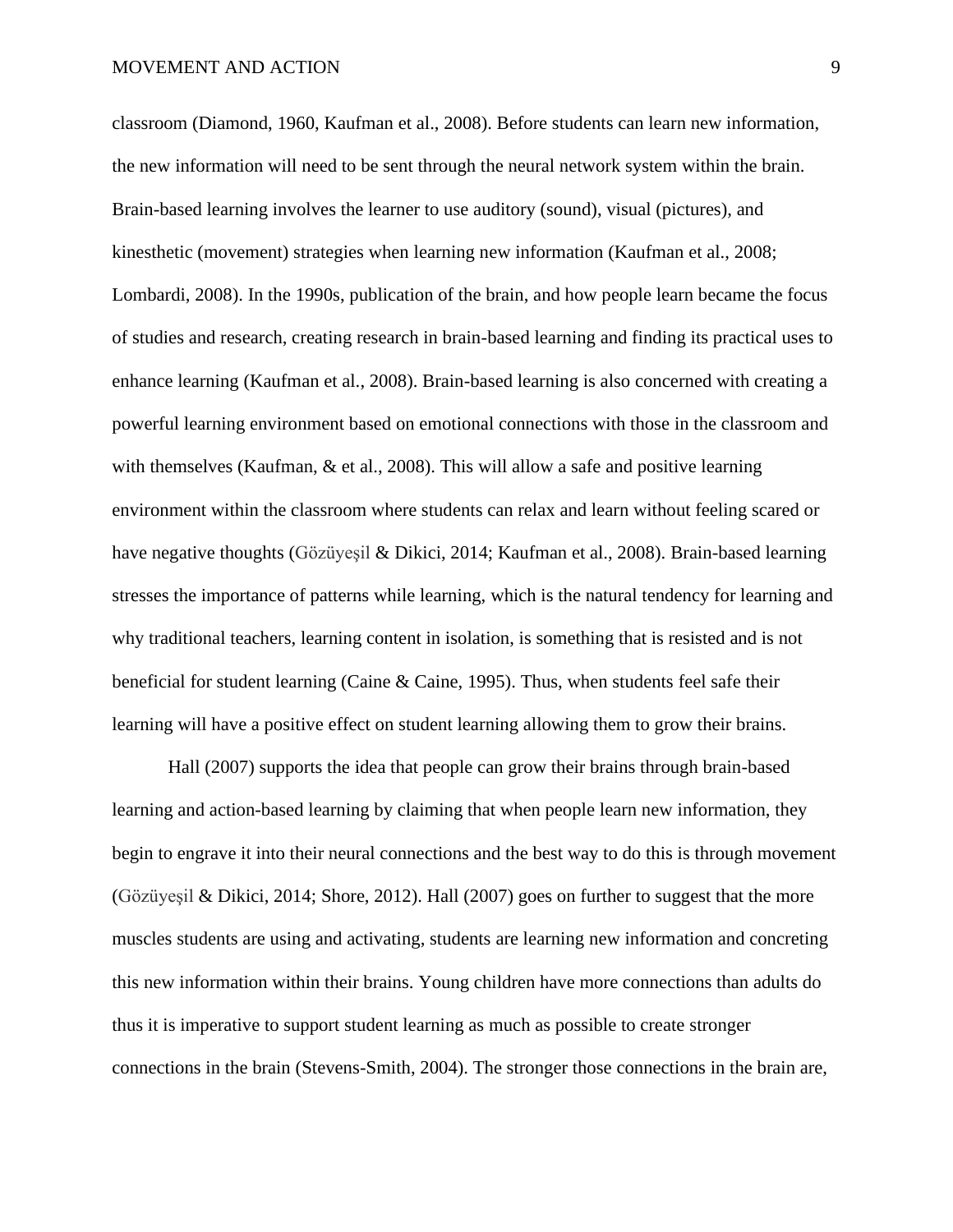classroom (Diamond, 1960, Kaufman et al., 2008). Before students can learn new information, the new information will need to be sent through the neural network system within the brain. Brain-based learning involves the learner to use auditory (sound), visual (pictures), and kinesthetic (movement) strategies when learning new information (Kaufman et al., 2008; Lombardi, 2008). In the 1990s, publication of the brain, and how people learn became the focus of studies and research, creating research in brain-based learning and finding its practical uses to enhance learning (Kaufman et al., 2008). Brain-based learning is also concerned with creating a powerful learning environment based on emotional connections with those in the classroom and with themselves (Kaufman, & et al., 2008). This will allow a safe and positive learning environment within the classroom where students can relax and learn without feeling scared or have negative thoughts (Gözüyeşil & Dikici, 2014; Kaufman et al., 2008). Brain-based learning stresses the importance of patterns while learning, which is the natural tendency for learning and why traditional teachers, learning content in isolation, is something that is resisted and is not beneficial for student learning (Caine & Caine, 1995). Thus, when students feel safe their learning will have a positive effect on student learning allowing them to grow their brains.

Hall (2007) supports the idea that people can grow their brains through brain-based learning and action-based learning by claiming that when people learn new information, they begin to engrave it into their neural connections and the best way to do this is through movement (Gözüyeşil & Dikici, 2014; Shore, 2012). Hall (2007) goes on further to suggest that the more muscles students are using and activating, students are learning new information and concreting this new information within their brains. Young children have more connections than adults do thus it is imperative to support student learning as much as possible to create stronger connections in the brain (Stevens-Smith, 2004). The stronger those connections in the brain are,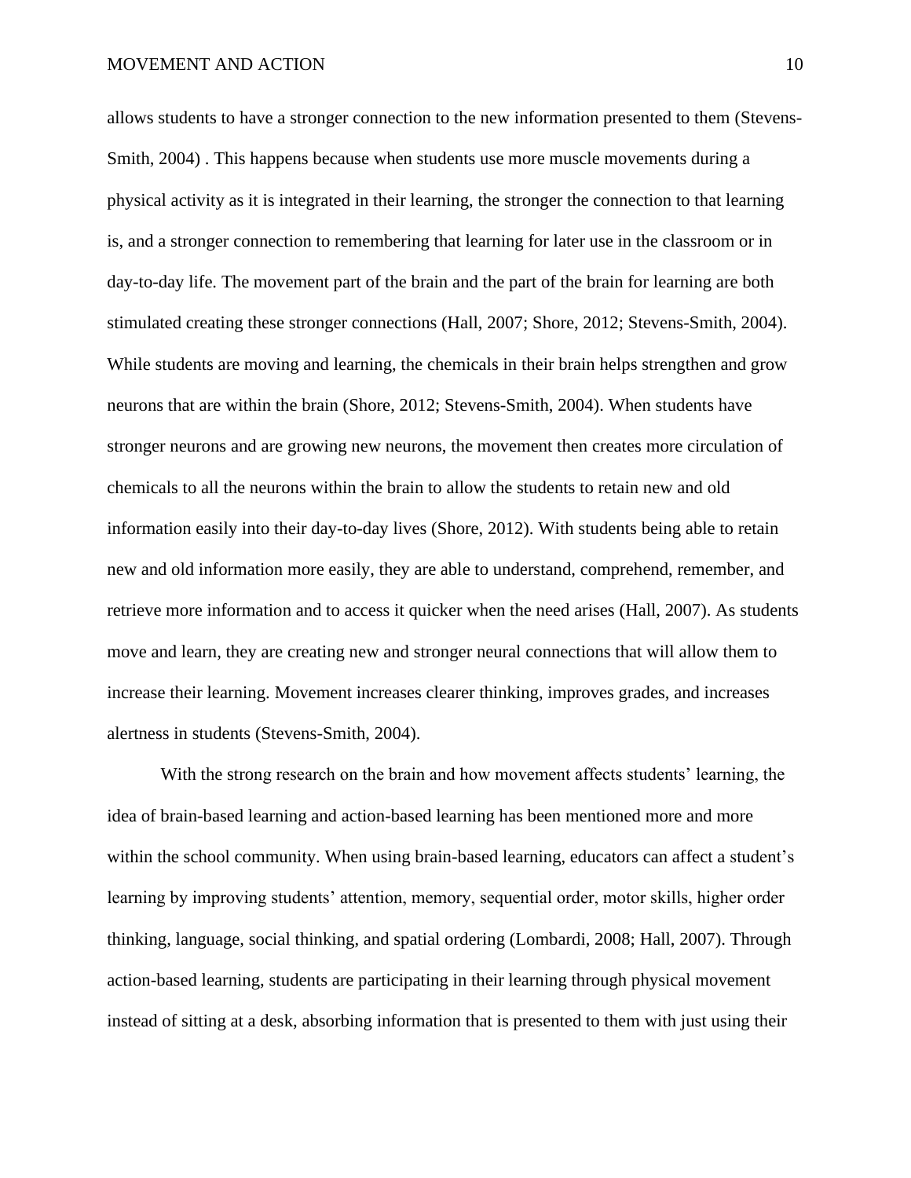allows students to have a stronger connection to the new information presented to them (Stevens-Smith, 2004) . This happens because when students use more muscle movements during a physical activity as it is integrated in their learning, the stronger the connection to that learning is, and a stronger connection to remembering that learning for later use in the classroom or in day-to-day life. The movement part of the brain and the part of the brain for learning are both stimulated creating these stronger connections (Hall, 2007; Shore, 2012; Stevens-Smith, 2004). While students are moving and learning, the chemicals in their brain helps strengthen and grow neurons that are within the brain (Shore, 2012; Stevens-Smith, 2004). When students have stronger neurons and are growing new neurons, the movement then creates more circulation of chemicals to all the neurons within the brain to allow the students to retain new and old information easily into their day-to-day lives (Shore, 2012). With students being able to retain new and old information more easily, they are able to understand, comprehend, remember, and retrieve more information and to access it quicker when the need arises (Hall, 2007). As students move and learn, they are creating new and stronger neural connections that will allow them to increase their learning. Movement increases clearer thinking, improves grades, and increases alertness in students (Stevens-Smith, 2004).

With the strong research on the brain and how movement affects students' learning, the idea of brain-based learning and action-based learning has been mentioned more and more within the school community. When using brain-based learning, educators can affect a student's learning by improving students' attention, memory, sequential order, motor skills, higher order thinking, language, social thinking, and spatial ordering (Lombardi, 2008; Hall, 2007). Through action-based learning, students are participating in their learning through physical movement instead of sitting at a desk, absorbing information that is presented to them with just using their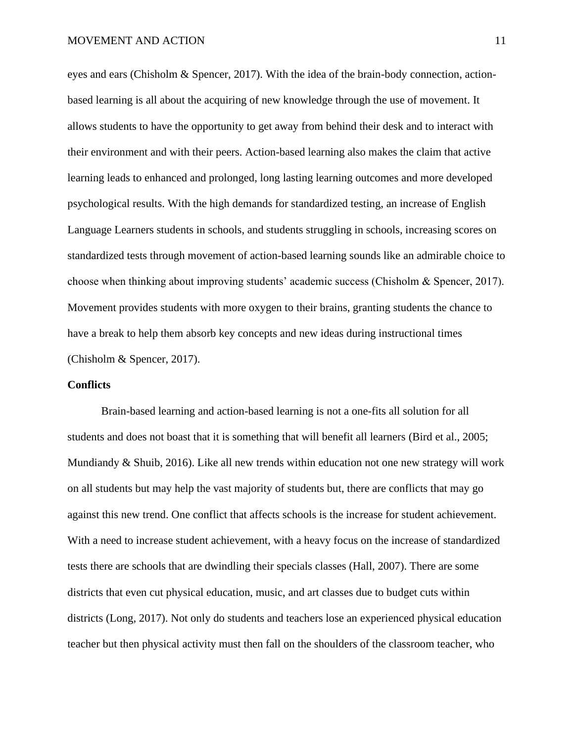eyes and ears (Chisholm & Spencer, 2017). With the idea of the brain-body connection, action-based learning is all about the acquiring of new knowledge through the use of movement. It allows students to have the opportunity to get away from behind their desk and to interact with their environment and with their peers. Action-based learning also makes the claim that active learning leads to enhanced and prolonged, long lasting learning outcomes and more developed psychological results. With the high demands for standardized testing, an increase of English Language Learners students in schools, and students struggling in schools, increasing scores on standardized tests through movement of action-based learning sounds like an admirable choice to choose when thinking about improving students' academic success (Chisholm & Spencer, 2017). Movement provides students with more oxygen to their brains, granting students the chance to have a break to help them absorb key concepts and new ideas during instructional times (Chisholm & Spencer, 2017).

**Conflicts**

Brain-based learning and action-based learning is not a one-fits all solution for all students and does not boast that it is something that will benefit all learners (Bird et al., 2005; Mundiandy & Shuib, 2016). Like all new trends within education not one new strategy will work on all students but may help the vast majority of students but, there are conflicts that may go against this new trend. One conflict that affects schools is the increase for student achievement. With a need to increase student achievement, with a heavy focus on the increase of standardized tests there are schools that are dwindling their specials classes (Hall, 2007). There are some districts that even cut physical education, music, and art classes due to budget cuts within districts (Long, 2017). Not only do students and teachers lose an experienced physical education teacher but then physical activity must then fall on the shoulders of the classroom teacher, who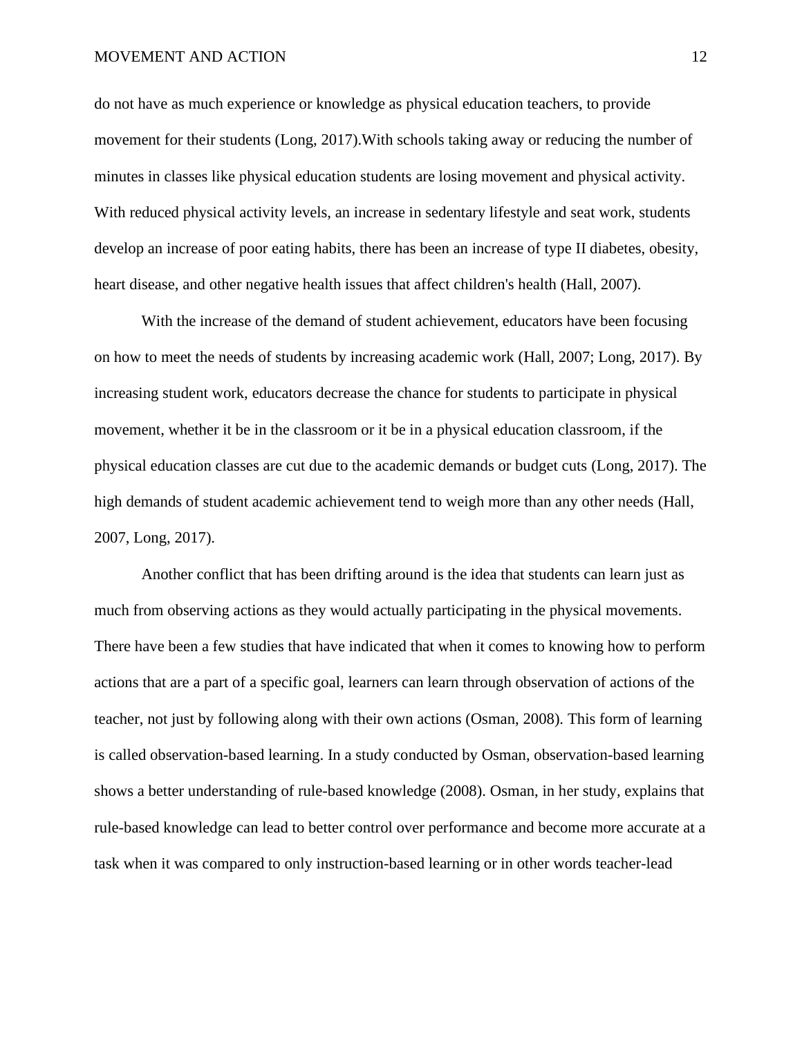do not have as much experience or knowledge as physical education teachers, to provide movement for their students (Long, 2017).With schools taking away or reducing the number of minutes in classes like physical education students are losing movement and physical activity. With reduced physical activity levels, an increase in sedentary lifestyle and seat work, students develop an increase of poor eating habits, there has been an increase of type II diabetes, obesity, heart disease, and other negative health issues that affect children's health (Hall, 2007).

With the increase of the demand of student achievement, educators have been focusing on how to meet the needs of students by increasing academic work (Hall, 2007; Long, 2017). By increasing student work, educators decrease the chance for students to participate in physical movement, whether it be in the classroom or it be in a physical education classroom, if the physical education classes are cut due to the academic demands or budget cuts (Long, 2017). The high demands of student academic achievement tend to weigh more than any other needs (Hall, 2007, Long, 2017).

Another conflict that has been drifting around is the idea that students can learn just as much from observing actions as they would actually participating in the physical movements. There have been a few studies that have indicated that when it comes to knowing how to perform actions that are a part of a specific goal, learners can learn through observation of actions of the teacher, not just by following along with their own actions (Osman, 2008). This form of learning is called observation-based learning. In a study conducted by Osman, observation-based learning shows a better understanding of rule-based knowledge (2008). Osman, in her study, explains that rule-based knowledge can lead to better control over performance and become more accurate at a task when it was compared to only instruction-based learning or in other words teacher-lead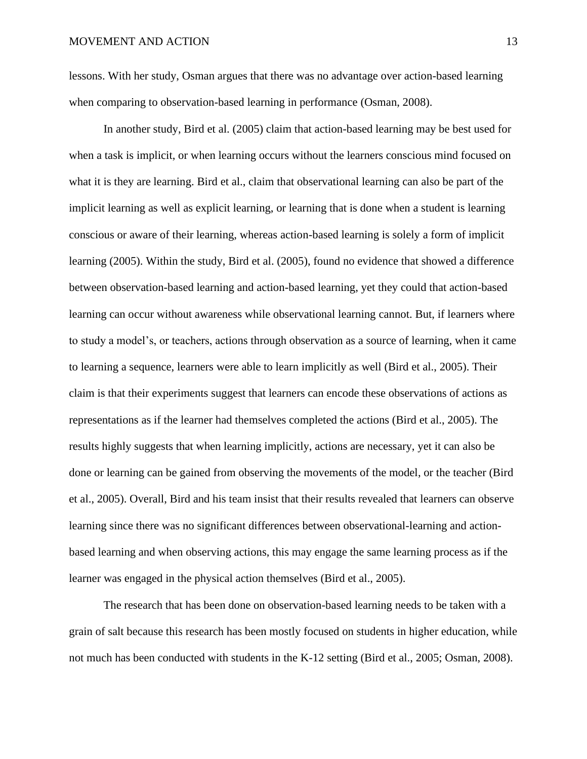lessons. With her study, Osman argues that there was no advantage over action-based learning when comparing to observation-based learning in performance (Osman, 2008).

In another study, Bird et al. (2005) claim that action-based learning may be best used for when a task is implicit, or when learning occurs without the learners conscious mind focused on what it is they are learning. Bird et al., claim that observational learning can also be part of the implicit learning as well as explicit learning, or learning that is done when a student is learning conscious or aware of their learning, whereas action-based learning is solely a form of implicit learning (2005). Within the study, Bird et al. (2005), found no evidence that showed a difference between observation-based learning and action-based learning, yet they could that action-based learning can occur without awareness while observational learning cannot. But, if learners where to study a model's, or teachers, actions through observation as a source of learning, when it came to learning a sequence, learners were able to learn implicitly as well (Bird et al., 2005). Their claim is that their experiments suggest that learners can encode these observations of actions as representations as if the learner had themselves completed the actions (Bird et al., 2005). The results highly suggests that when learning implicitly, actions are necessary, yet it can also be done or learning can be gained from observing the movements of the model, or the teacher (Bird et al., 2005). Overall, Bird and his team insist that their results revealed that learners can observe learning since there was no significant differences between observational-learning and action-based learning and when observing actions, this may engage the same learning process as if the learner was engaged in the physical action themselves (Bird et al., 2005).

The research that has been done on observation-based learning needs to be taken with a grain of salt because this research has been mostly focused on students in higher education, while not much has been conducted with students in the K-12 setting (Bird et al., 2005; Osman, 2008).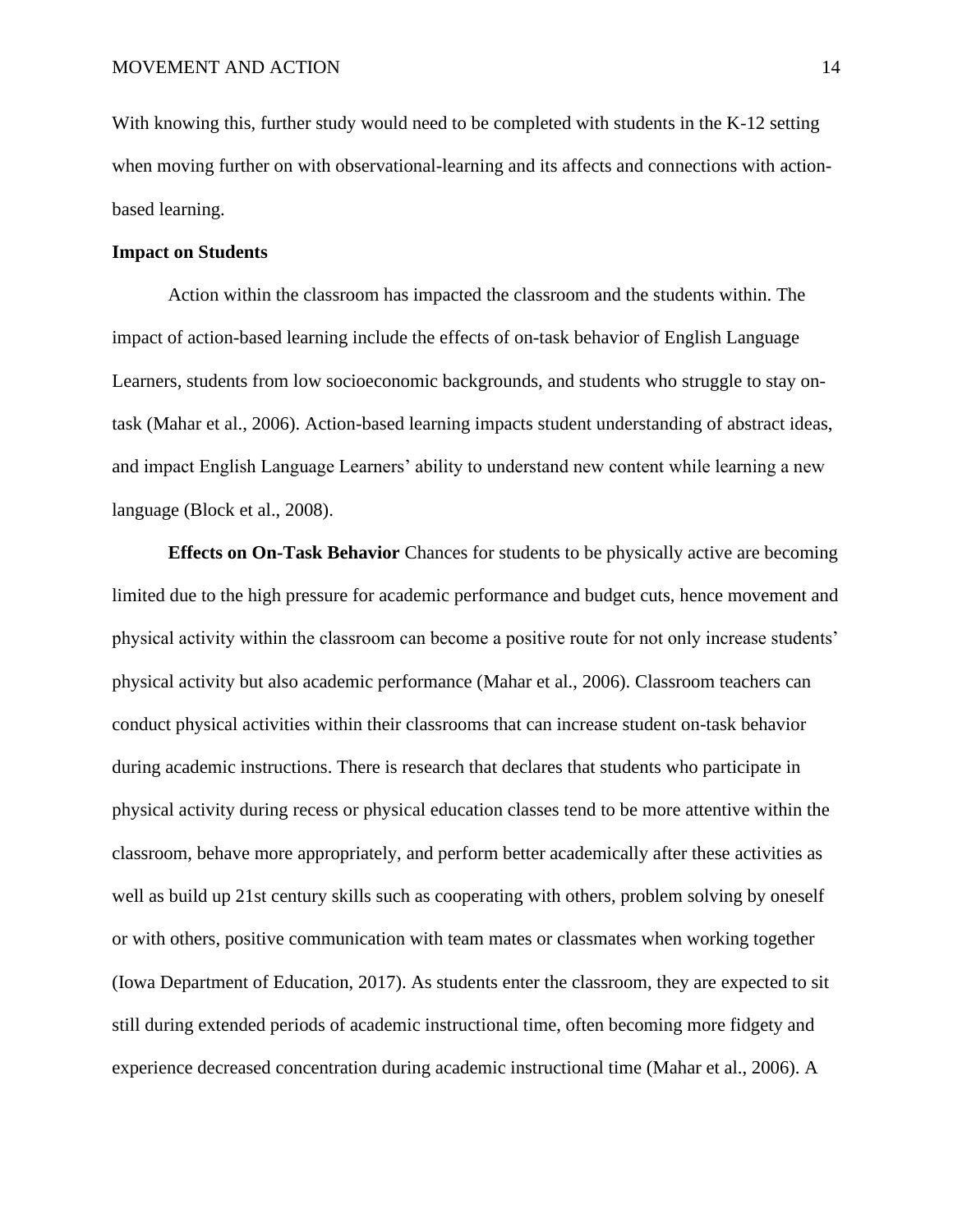With knowing this, further study would need to be completed with students in the K-12 setting when moving further on with observational-learning and its affects and connections with action-based learning.

## Impact on Students

Action within the classroom has impacted the classroom and the students within. The impact of action-based learning include the effects of on-task behavior of English Language Learners, students from low socioeconomic backgrounds, and students who struggle to stay on-task (Mahar et al., 2006). Action-based learning impacts student understanding of abstract ideas, and impact English Language Learners' ability to understand new content while learning a new language (Block et al., 2008).

**Effects on On-Task Behavior** Chances for students to be physically active are becoming limited due to the high pressure for academic performance and budget cuts, hence movement and physical activity within the classroom can become a positive route for not only increase students' physical activity but also academic performance (Mahar et al., 2006). Classroom teachers can conduct physical activities within their classrooms that can increase student on-task behavior during academic instructions. There is research that declares that students who participate in physical activity during recess or physical education classes tend to be more attentive within the classroom, behave more appropriately, and perform better academically after these activities as well as build up 21st century skills such as cooperating with others, problem solving by oneself or with others, positive communication with team mates or classmates when working together (Iowa Department of Education, 2017). As students enter the classroom, they are expected to sit still during extended periods of academic instructional time, often becoming more fidgety and experience decreased concentration during academic instructional time (Mahar et al., 2006). A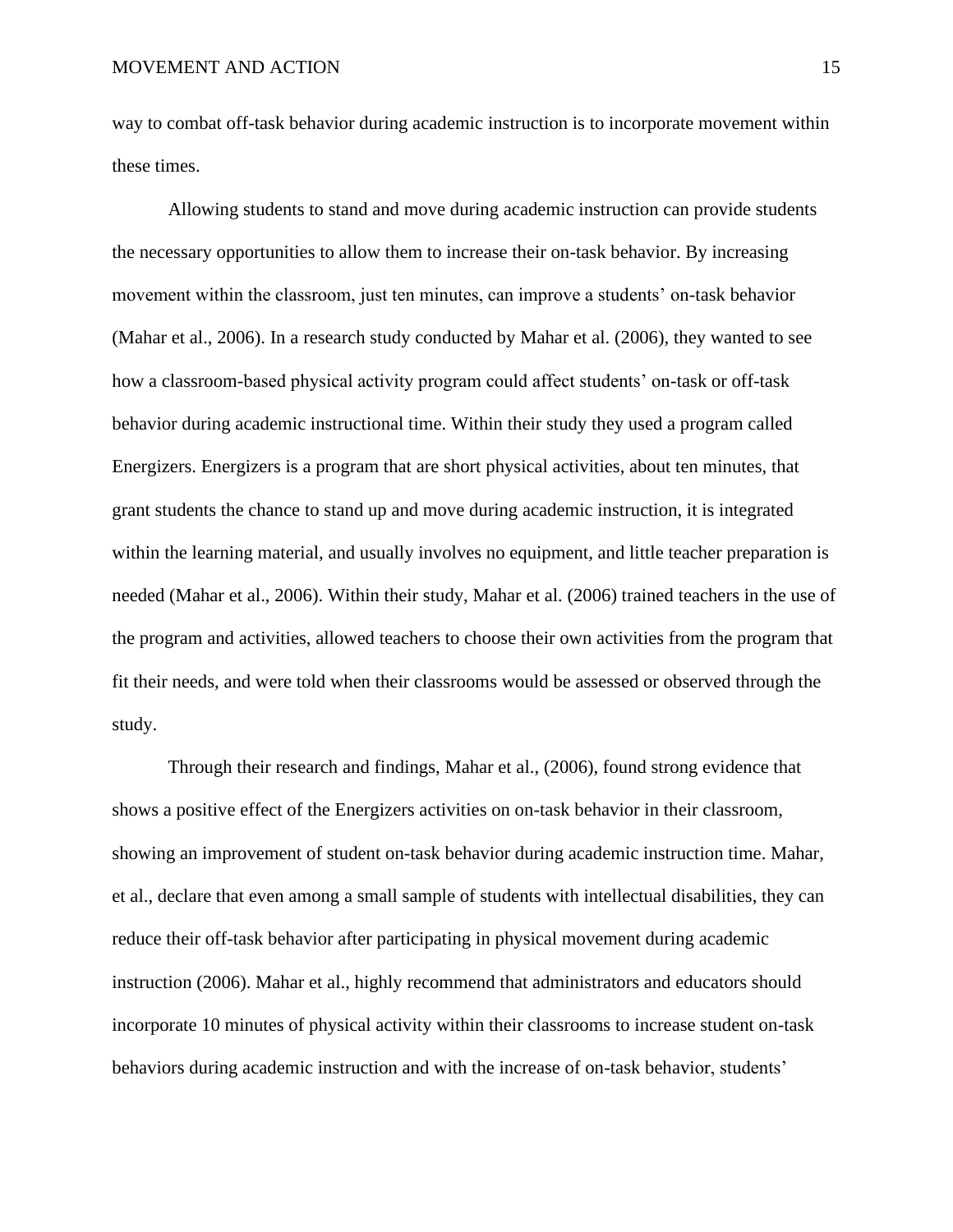way to combat off-task behavior during academic instruction is to incorporate movement within these times.

Allowing students to stand and move during academic instruction can provide students the necessary opportunities to allow them to increase their on-task behavior. By increasing movement within the classroom, just ten minutes, can improve a students' on-task behavior (Mahar et al., 2006). In a research study conducted by Mahar et al. (2006), they wanted to see how a classroom-based physical activity program could affect students' on-task or off-task behavior during academic instructional time. Within their study they used a program called Energizers. Energizers is a program that are short physical activities, about ten minutes, that grant students the chance to stand up and move during academic instruction, it is integrated within the learning material, and usually involves no equipment, and little teacher preparation is needed (Mahar et al., 2006). Within their study, Mahar et al. (2006) trained teachers in the use of the program and activities, allowed teachers to choose their own activities from the program that fit their needs, and were told when their classrooms would be assessed or observed through the study.

Through their research and findings, Mahar et al., (2006), found strong evidence that shows a positive effect of the Energizers activities on on-task behavior in their classroom, showing an improvement of student on-task behavior during academic instruction time. Mahar, et al., declare that even among a small sample of students with intellectual disabilities, they can reduce their off-task behavior after participating in physical movement during academic instruction (2006). Mahar et al., highly recommend that administrators and educators should incorporate 10 minutes of physical activity within their classrooms to increase student on-task behaviors during academic instruction and with the increase of on-task behavior, students'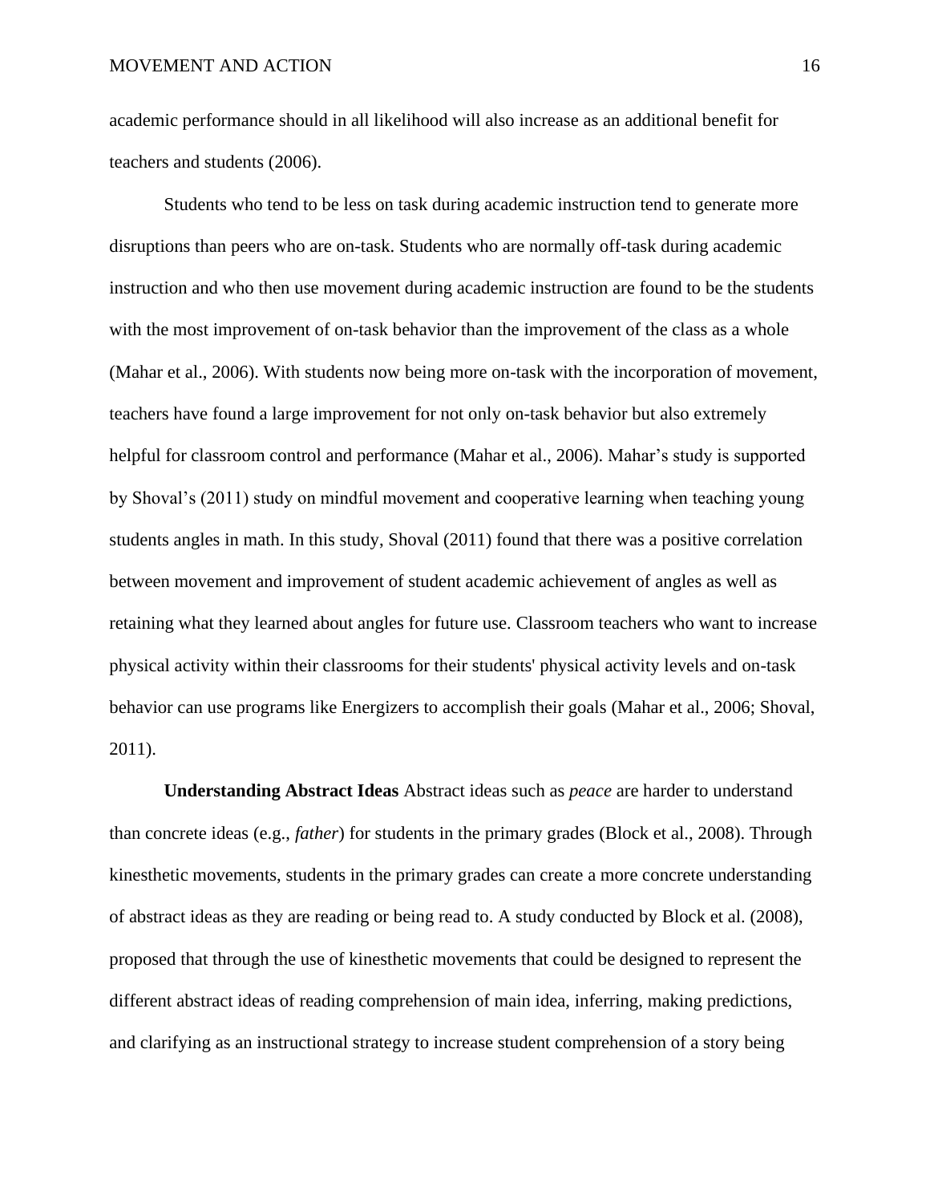academic performance should in all likelihood will also increase as an additional benefit for teachers and students (2006).

Students who tend to be less on task during academic instruction tend to generate more disruptions than peers who are on-task. Students who are normally off-task during academic instruction and who then use movement during academic instruction are found to be the students with the most improvement of on-task behavior than the improvement of the class as a whole (Mahar et al., 2006). With students now being more on-task with the incorporation of movement, teachers have found a large improvement for not only on-task behavior but also extremely helpful for classroom control and performance (Mahar et al., 2006). Mahar's study is supported by Shoval's (2011) study on mindful movement and cooperative learning when teaching young students angles in math. In this study, Shoval (2011) found that there was a positive correlation between movement and improvement of student academic achievement of angles as well as retaining what they learned about angles for future use. Classroom teachers who want to increase physical activity within their classrooms for their students' physical activity levels and on-task behavior can use programs like Energizers to accomplish their goals (Mahar et al., 2006; Shoval, 2011).

**Understanding Abstract Ideas** Abstract ideas such as *peace* are harder to understand than concrete ideas (e.g., *father*) for students in the primary grades (Block et al., 2008). Through kinesthetic movements, students in the primary grades can create a more concrete understanding of abstract ideas as they are reading or being read to. A study conducted by Block et al. (2008), proposed that through the use of kinesthetic movements that could be designed to represent the different abstract ideas of reading comprehension of main idea, inferring, making predictions, and clarifying as an instructional strategy to increase student comprehension of a story being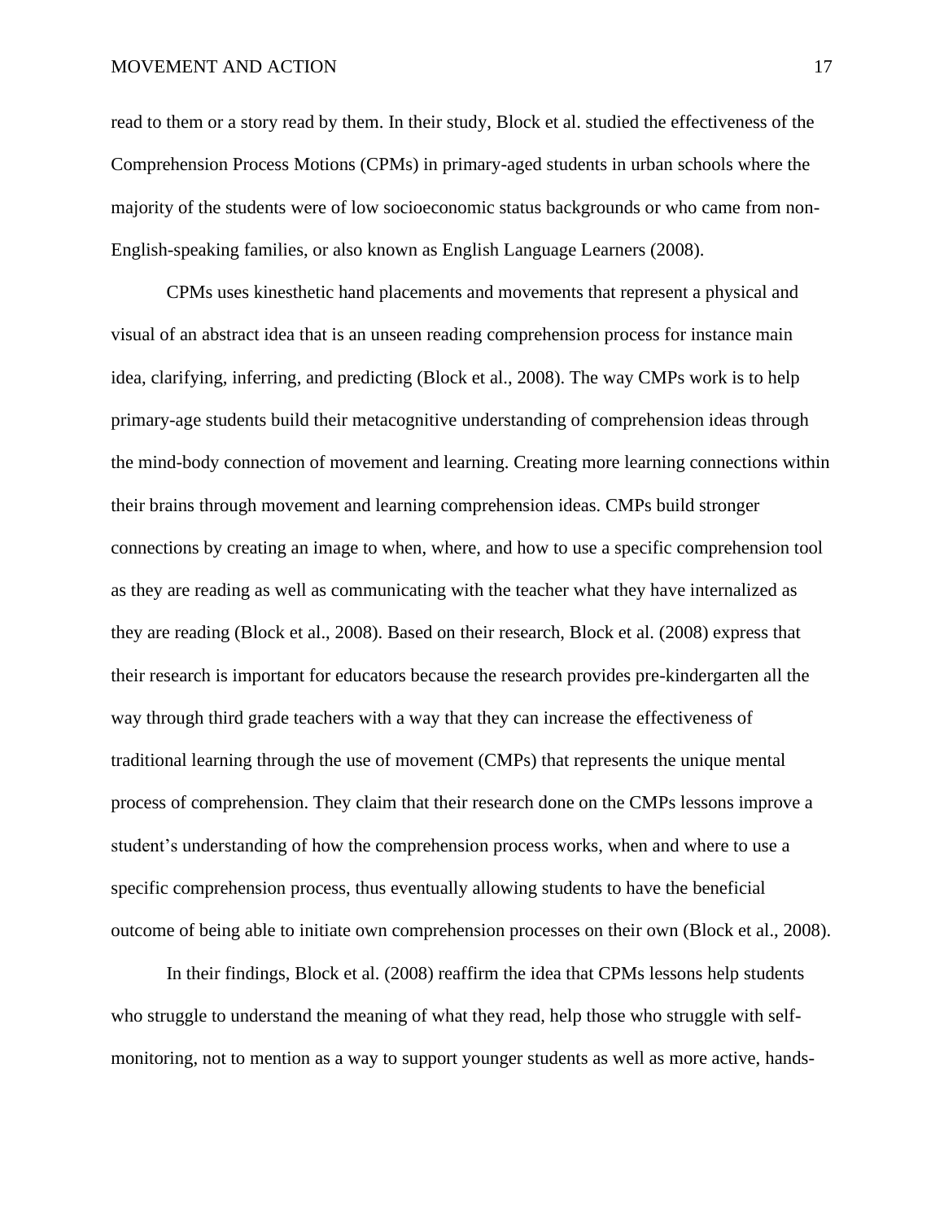read to them or a story read by them. In their study, Block et al. studied the effectiveness of the Comprehension Process Motions (CPMs) in primary-aged students in urban schools where the majority of the students were of low socioeconomic status backgrounds or who came from non-English-speaking families, or also known as English Language Learners (2008).

CPMs uses kinesthetic hand placements and movements that represent a physical and visual of an abstract idea that is an unseen reading comprehension process for instance main idea, clarifying, inferring, and predicting (Block et al., 2008). The way CMPs work is to help primary-age students build their metacognitive understanding of comprehension ideas through the mind-body connection of movement and learning. Creating more learning connections within their brains through movement and learning comprehension ideas. CMPs build stronger connections by creating an image to when, where, and how to use a specific comprehension tool as they are reading as well as communicating with the teacher what they have internalized as they are reading (Block et al., 2008). Based on their research, Block et al. (2008) express that their research is important for educators because the research provides pre-kindergarten all the way through third grade teachers with a way that they can increase the effectiveness of traditional learning through the use of movement (CMPs) that represents the unique mental process of comprehension. They claim that their research done on the CMPs lessons improve a student's understanding of how the comprehension process works, when and where to use a specific comprehension process, thus eventually allowing students to have the beneficial outcome of being able to initiate own comprehension processes on their own (Block et al., 2008).

In their findings, Block et al. (2008) reaffirm the idea that CPMs lessons help students who struggle to understand the meaning of what they read, help those who struggle with self-monitoring, not to mention as a way to support younger students as well as more active, hands-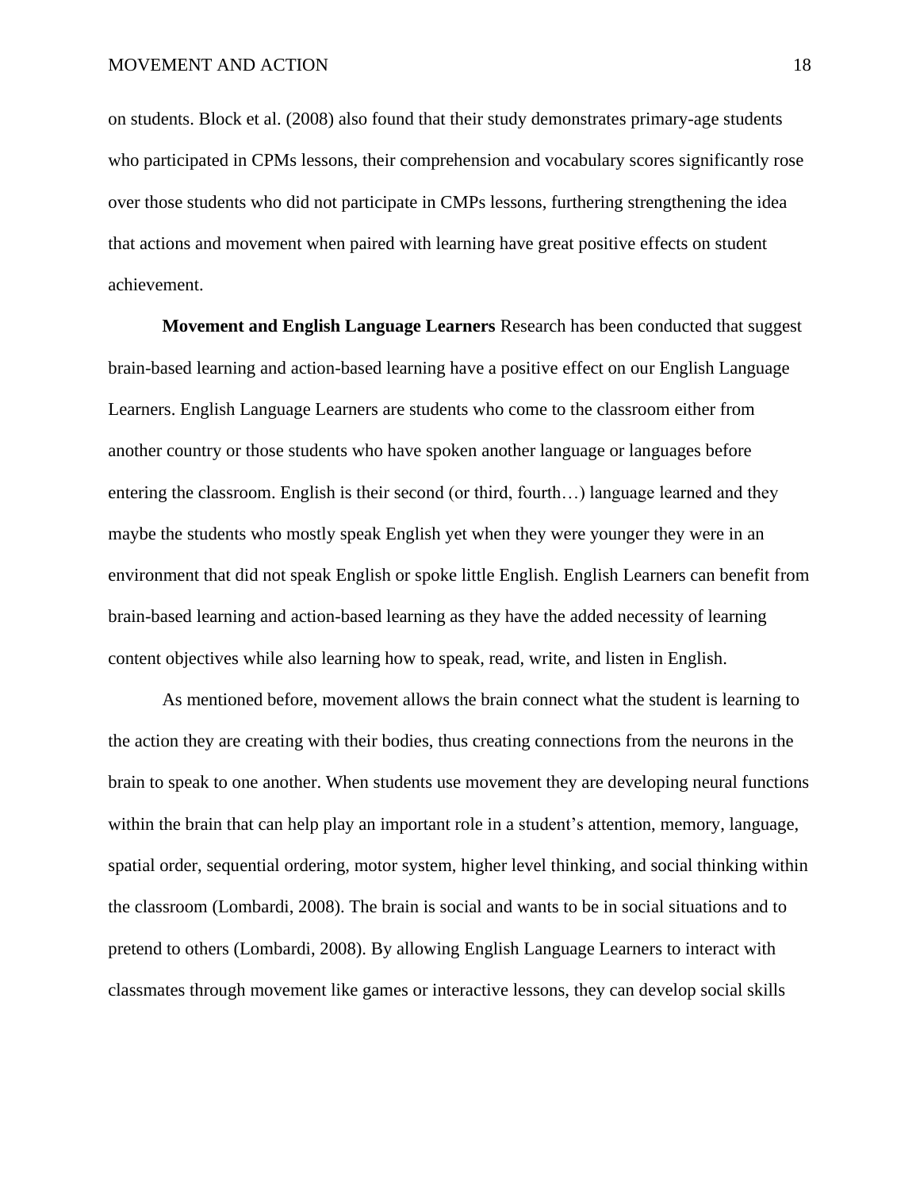on students. Block et al. (2008) also found that their study demonstrates primary-age students who participated in CPMs lessons, their comprehension and vocabulary scores significantly rose over those students who did not participate in CMPs lessons, furthering strengthening the idea that actions and movement when paired with learning have great positive effects on student achievement.

**Movement and English Language Learners** Research has been conducted that suggest brain-based learning and action-based learning have a positive effect on our English Language Learners. English Language Learners are students who come to the classroom either from another country or those students who have spoken another language or languages before entering the classroom. English is their second (or third, fourth…) language learned and they maybe the students who mostly speak English yet when they were younger they were in an environment that did not speak English or spoke little English. English Learners can benefit from brain-based learning and action-based learning as they have the added necessity of learning content objectives while also learning how to speak, read, write, and listen in English.

As mentioned before, movement allows the brain connect what the student is learning to the action they are creating with their bodies, thus creating connections from the neurons in the brain to speak to one another. When students use movement they are developing neural functions within the brain that can help play an important role in a student's attention, memory, language, spatial order, sequential ordering, motor system, higher level thinking, and social thinking within the classroom (Lombardi, 2008). The brain is social and wants to be in social situations and to pretend to others (Lombardi, 2008). By allowing English Language Learners to interact with classmates through movement like games or interactive lessons, they can develop social skills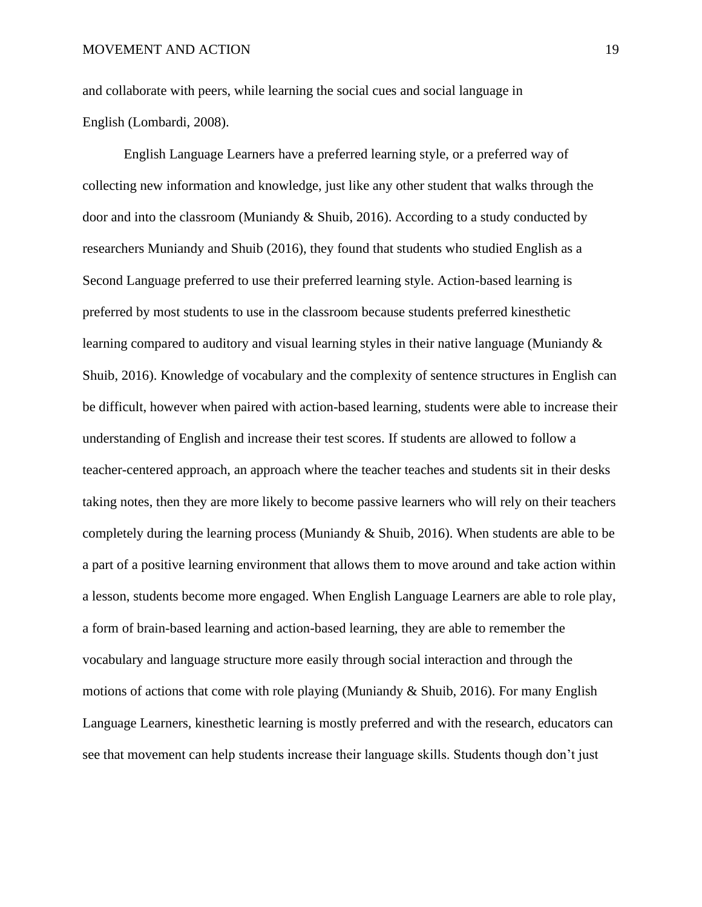and collaborate with peers, while learning the social cues and social language in English (Lombardi, 2008).

English Language Learners have a preferred learning style, or a preferred way of collecting new information and knowledge, just like any other student that walks through the door and into the classroom (Muniandy & Shuib, 2016). According to a study conducted by researchers Muniandy and Shuib (2016), they found that students who studied English as a Second Language preferred to use their preferred learning style. Action-based learning is preferred by most students to use in the classroom because students preferred kinesthetic learning compared to auditory and visual learning styles in their native language (Muniandy & Shuib, 2016). Knowledge of vocabulary and the complexity of sentence structures in English can be difficult, however when paired with action-based learning, students were able to increase their understanding of English and increase their test scores. If students are allowed to follow a teacher-centered approach, an approach where the teacher teaches and students sit in their desks taking notes, then they are more likely to become passive learners who will rely on their teachers completely during the learning process (Muniandy & Shuib, 2016). When students are able to be a part of a positive learning environment that allows them to move around and take action within a lesson, students become more engaged. When English Language Learners are able to role play, a form of brain-based learning and action-based learning, they are able to remember the vocabulary and language structure more easily through social interaction and through the motions of actions that come with role playing (Muniandy & Shuib, 2016). For many English Language Learners, kinesthetic learning is mostly preferred and with the research, educators can see that movement can help students increase their language skills. Students though don't just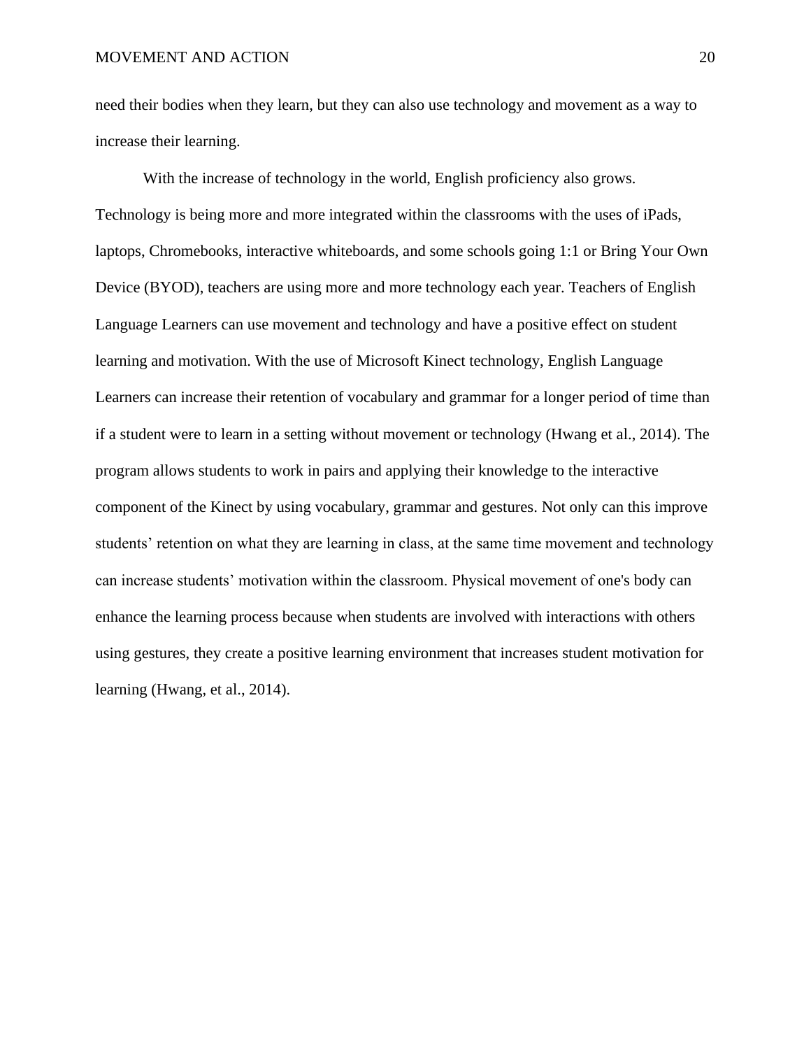need their bodies when they learn, but they can also use technology and movement as a way to increase their learning.

With the increase of technology in the world, English proficiency also grows. Technology is being more and more integrated within the classrooms with the uses of iPads, laptops, Chromebooks, interactive whiteboards, and some schools going 1:1 or Bring Your Own Device (BYOD), teachers are using more and more technology each year. Teachers of English Language Learners can use movement and technology and have a positive effect on student learning and motivation. With the use of Microsoft Kinect technology, English Language Learners can increase their retention of vocabulary and grammar for a longer period of time than if a student were to learn in a setting without movement or technology (Hwang et al., 2014). The program allows students to work in pairs and applying their knowledge to the interactive component of the Kinect by using vocabulary, grammar and gestures. Not only can this improve students' retention on what they are learning in class, at the same time movement and technology can increase students' motivation within the classroom. Physical movement of one's body can enhance the learning process because when students are involved with interactions with others using gestures, they create a positive learning environment that increases student motivation for learning (Hwang, et al., 2014).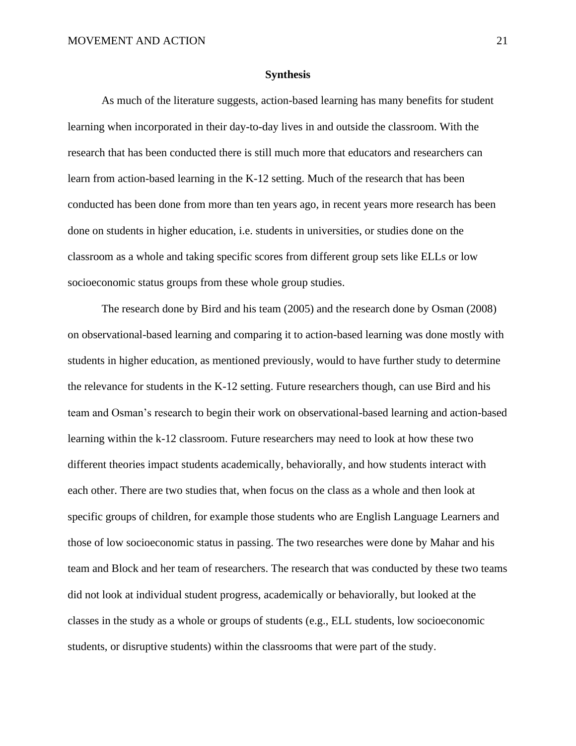## Synthesis

As much of the literature suggests, action-based learning has many benefits for student learning when incorporated in their day-to-day lives in and outside the classroom. With the research that has been conducted there is still much more that educators and researchers can learn from action-based learning in the K-12 setting. Much of the research that has been conducted has been done from more than ten years ago, in recent years more research has been done on students in higher education, i.e. students in universities, or studies done on the classroom as a whole and taking specific scores from different group sets like ELLs or low socioeconomic status groups from these whole group studies.

The research done by Bird and his team (2005) and the research done by Osman (2008) on observational-based learning and comparing it to action-based learning was done mostly with students in higher education, as mentioned previously, would to have further study to determine the relevance for students in the K-12 setting. Future researchers though, can use Bird and his team and Osman's research to begin their work on observational-based learning and action-based learning within the k-12 classroom. Future researchers may need to look at how these two different theories impact students academically, behaviorally, and how students interact with each other. There are two studies that, when focus on the class as a whole and then look at specific groups of children, for example those students who are English Language Learners and those of low socioeconomic status in passing. The two researches were done by Mahar and his team and Block and her team of researchers. The research that was conducted by these two teams did not look at individual student progress, academically or behaviorally, but looked at the classes in the study as a whole or groups of students (e.g., ELL students, low socioeconomic students, or disruptive students) within the classrooms that were part of the study.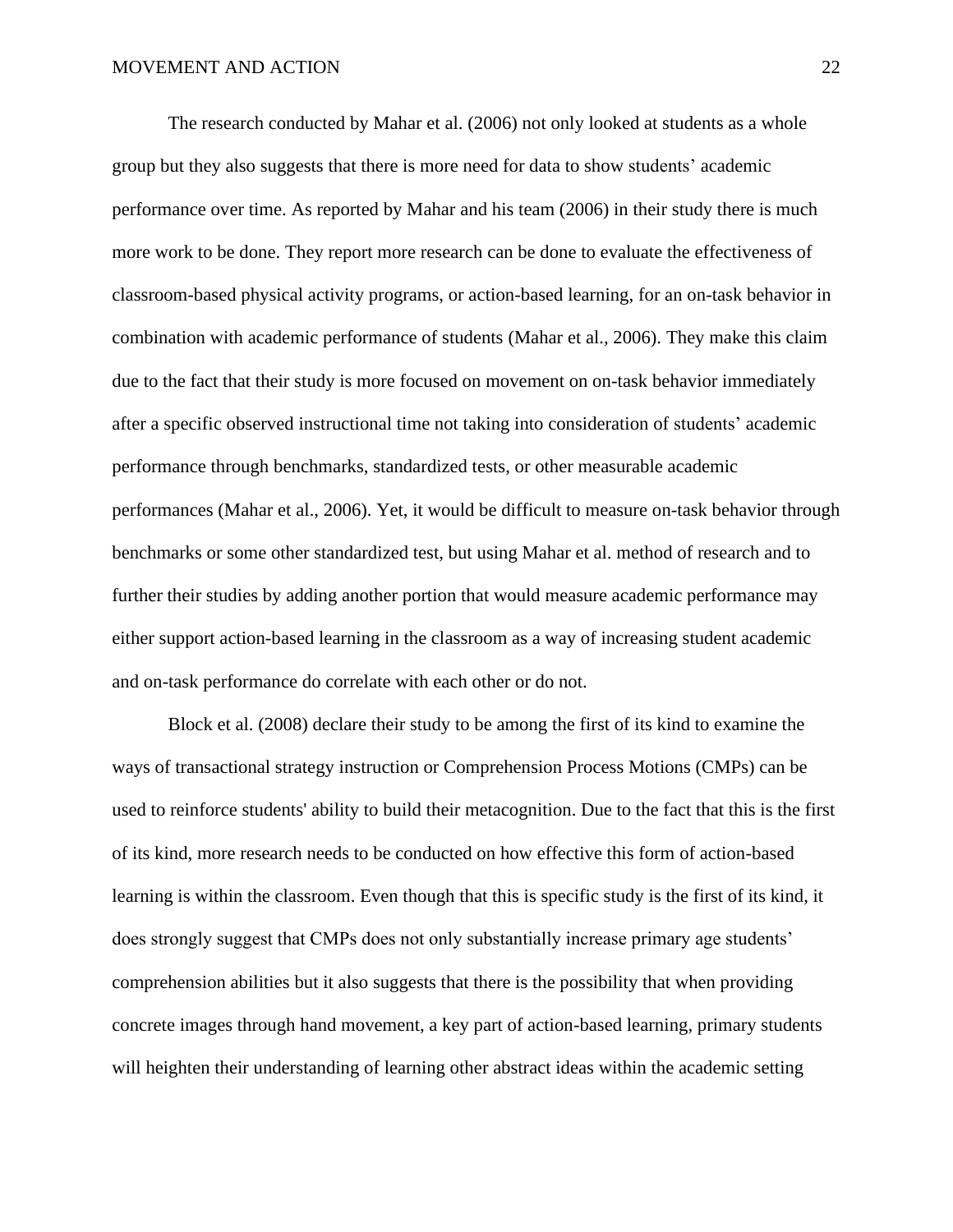The research conducted by Mahar et al. (2006) not only looked at students as a whole group but they also suggests that there is more need for data to show students' academic performance over time. As reported by Mahar and his team (2006) in their study there is much more work to be done. They report more research can be done to evaluate the effectiveness of classroom-based physical activity programs, or action-based learning, for an on-task behavior in combination with academic performance of students (Mahar et al., 2006). They make this claim due to the fact that their study is more focused on movement on on-task behavior immediately after a specific observed instructional time not taking into consideration of students' academic performance through benchmarks, standardized tests, or other measurable academic performances (Mahar et al., 2006). Yet, it would be difficult to measure on-task behavior through benchmarks or some other standardized test, but using Mahar et al. method of research and to further their studies by adding another portion that would measure academic performance may either support action-based learning in the classroom as a way of increasing student academic and on-task performance do correlate with each other or do not.

Block et al. (2008) declare their study to be among the first of its kind to examine the ways of transactional strategy instruction or Comprehension Process Motions (CMPs) can be used to reinforce students' ability to build their metacognition. Due to the fact that this is the first of its kind, more research needs to be conducted on how effective this form of action-based learning is within the classroom. Even though that this is specific study is the first of its kind, it does strongly suggest that CMPs does not only substantially increase primary age students' comprehension abilities but it also suggests that there is the possibility that when providing concrete images through hand movement, a key part of action-based learning, primary students will heighten their understanding of learning other abstract ideas within the academic setting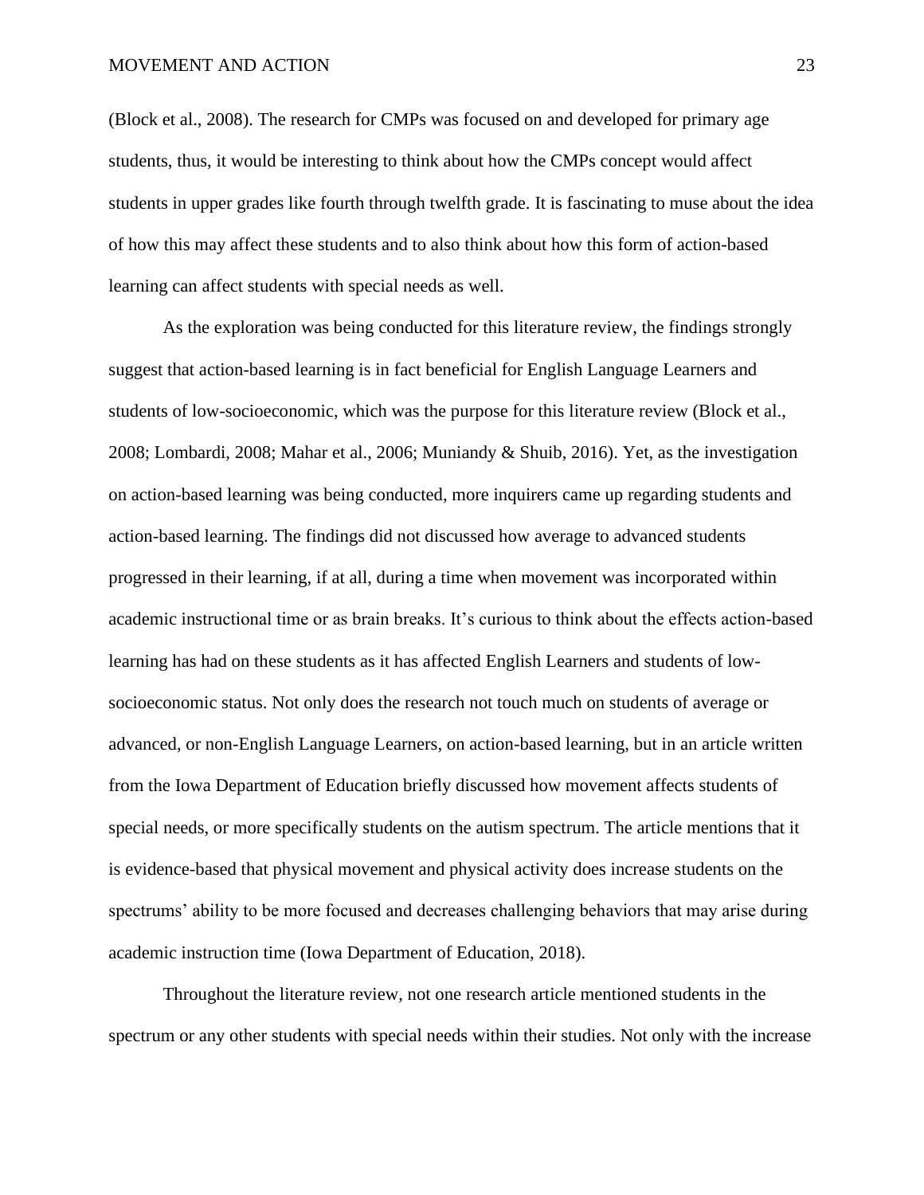(Block et al., 2008). The research for CMPs was focused on and developed for primary age students, thus, it would be interesting to think about how the CMPs concept would affect students in upper grades like fourth through twelfth grade. It is fascinating to muse about the idea of how this may affect these students and to also think about how this form of action-based learning can affect students with special needs as well.

As the exploration was being conducted for this literature review, the findings strongly suggest that action-based learning is in fact beneficial for English Language Learners and students of low-socioeconomic, which was the purpose for this literature review (Block et al., 2008; Lombardi, 2008; Mahar et al., 2006; Muniandy & Shuib, 2016). Yet, as the investigation on action-based learning was being conducted, more inquirers came up regarding students and action-based learning. The findings did not discussed how average to advanced students progressed in their learning, if at all, during a time when movement was incorporated within academic instructional time or as brain breaks. It's curious to think about the effects action-based learning has had on these students as it has affected English Learners and students of low-socioeconomic status. Not only does the research not touch much on students of average or advanced, or non-English Language Learners, on action-based learning, but in an article written from the Iowa Department of Education briefly discussed how movement affects students of special needs, or more specifically students on the autism spectrum. The article mentions that it is evidence-based that physical movement and physical activity does increase students on the spectrums' ability to be more focused and decreases challenging behaviors that may arise during academic instruction time (Iowa Department of Education, 2018).

Throughout the literature review, not one research article mentioned students in the spectrum or any other students with special needs within their studies. Not only with the increase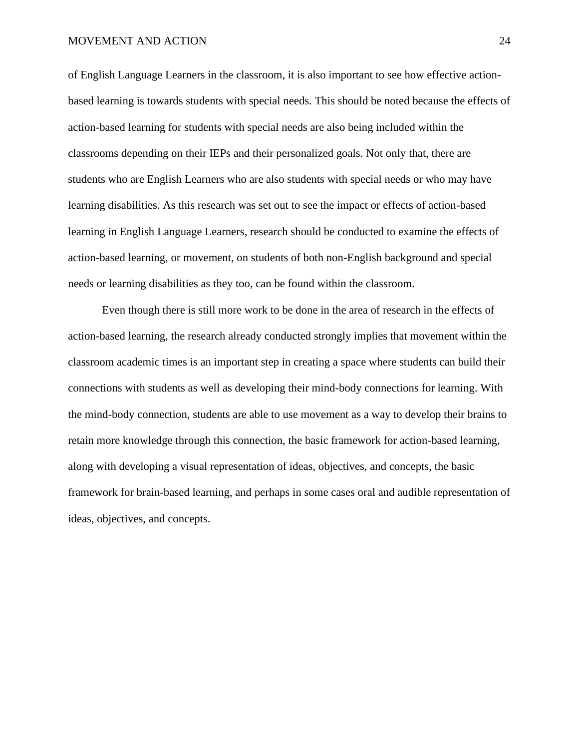of English Language Learners in the classroom, it is also important to see how effective action-based learning is towards students with special needs. This should be noted because the effects of action-based learning for students with special needs are also being included within the classrooms depending on their IEPs and their personalized goals. Not only that, there are students who are English Learners who are also students with special needs or who may have learning disabilities. As this research was set out to see the impact or effects of action-based learning in English Language Learners, research should be conducted to examine the effects of action-based learning, or movement, on students of both non-English background and special needs or learning disabilities as they too, can be found within the classroom.

Even though there is still more work to be done in the area of research in the effects of action-based learning, the research already conducted strongly implies that movement within the classroom academic times is an important step in creating a space where students can build their connections with students as well as developing their mind-body connections for learning. With the mind-body connection, students are able to use movement as a way to develop their brains to retain more knowledge through this connection, the basic framework for action-based learning, along with developing a visual representation of ideas, objectives, and concepts, the basic framework for brain-based learning, and perhaps in some cases oral and audible representation of ideas, objectives, and concepts.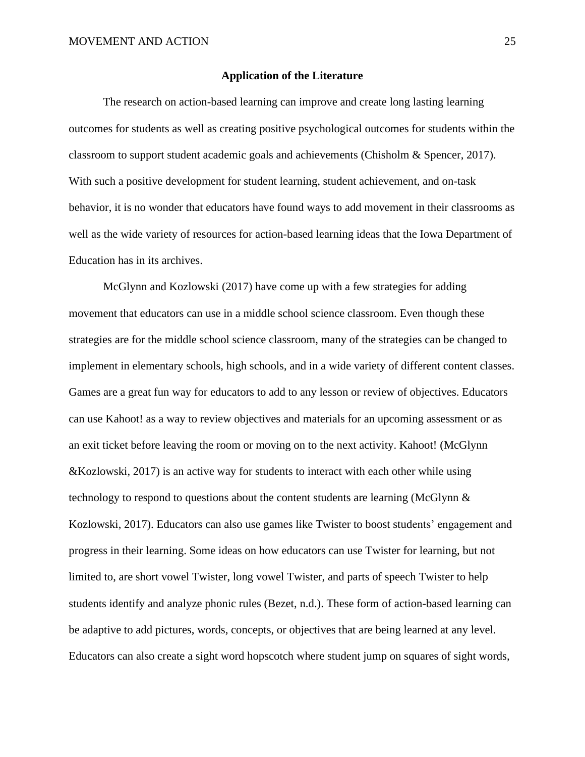## Application of the Literature

The research on action-based learning can improve and create long lasting learning outcomes for students as well as creating positive psychological outcomes for students within the classroom to support student academic goals and achievements (Chisholm & Spencer, 2017). With such a positive development for student learning, student achievement, and on-task behavior, it is no wonder that educators have found ways to add movement in their classrooms as well as the wide variety of resources for action-based learning ideas that the Iowa Department of Education has in its archives.

McGlynn and Kozlowski (2017) have come up with a few strategies for adding movement that educators can use in a middle school science classroom. Even though these strategies are for the middle school science classroom, many of the strategies can be changed to implement in elementary schools, high schools, and in a wide variety of different content classes. Games are a great fun way for educators to add to any lesson or review of objectives. Educators can use Kahoot! as a way to review objectives and materials for an upcoming assessment or as an exit ticket before leaving the room or moving on to the next activity. Kahoot! (McGlynn &Kozlowski, 2017) is an active way for students to interact with each other while using technology to respond to questions about the content students are learning (McGlynn & Kozlowski, 2017). Educators can also use games like Twister to boost students' engagement and progress in their learning. Some ideas on how educators can use Twister for learning, but not limited to, are short vowel Twister, long vowel Twister, and parts of speech Twister to help students identify and analyze phonic rules (Bezet, n.d.). These form of action-based learning can be adaptive to add pictures, words, concepts, or objectives that are being learned at any level. Educators can also create a sight word hopscotch where student jump on squares of sight words,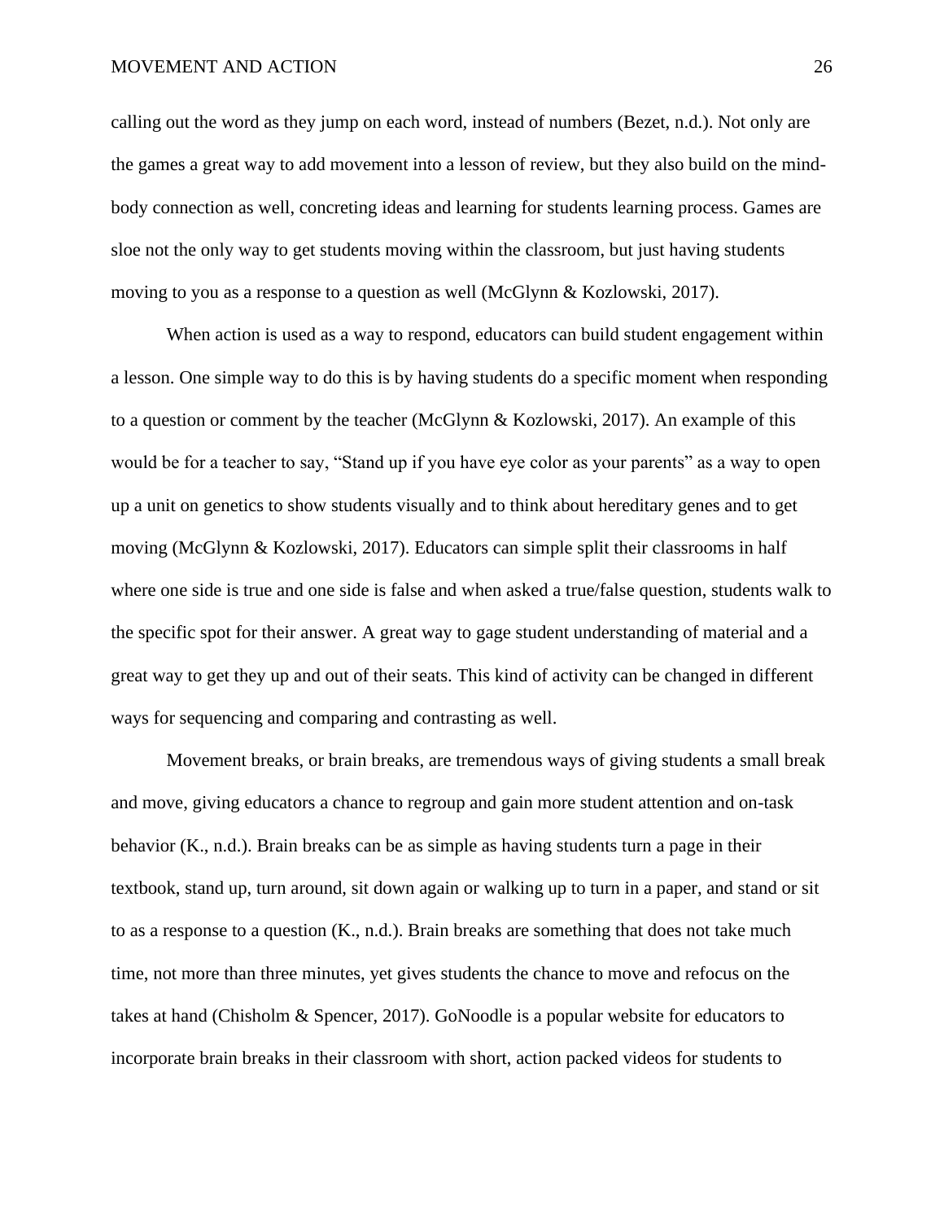calling out the word as they jump on each word, instead of numbers (Bezet, n.d.). Not only are the games a great way to add movement into a lesson of review, but they also build on the mind-body connection as well, concreting ideas and learning for students learning process. Games are sloe not the only way to get students moving within the classroom, but just having students moving to you as a response to a question as well (McGlynn & Kozlowski, 2017).

When action is used as a way to respond, educators can build student engagement within a lesson. One simple way to do this is by having students do a specific moment when responding to a question or comment by the teacher (McGlynn & Kozlowski, 2017). An example of this would be for a teacher to say, "Stand up if you have eye color as your parents" as a way to open up a unit on genetics to show students visually and to think about hereditary genes and to get moving (McGlynn & Kozlowski, 2017). Educators can simple split their classrooms in half where one side is true and one side is false and when asked a true/false question, students walk to the specific spot for their answer. A great way to gage student understanding of material and a great way to get they up and out of their seats. This kind of activity can be changed in different ways for sequencing and comparing and contrasting as well.

Movement breaks, or brain breaks, are tremendous ways of giving students a small break and move, giving educators a chance to regroup and gain more student attention and on-task behavior (K., n.d.). Brain breaks can be as simple as having students turn a page in their textbook, stand up, turn around, sit down again or walking up to turn in a paper, and stand or sit to as a response to a question (K., n.d.). Brain breaks are something that does not take much time, not more than three minutes, yet gives students the chance to move and refocus on the takes at hand (Chisholm & Spencer, 2017). GoNoodle is a popular website for educators to incorporate brain breaks in their classroom with short, action packed videos for students to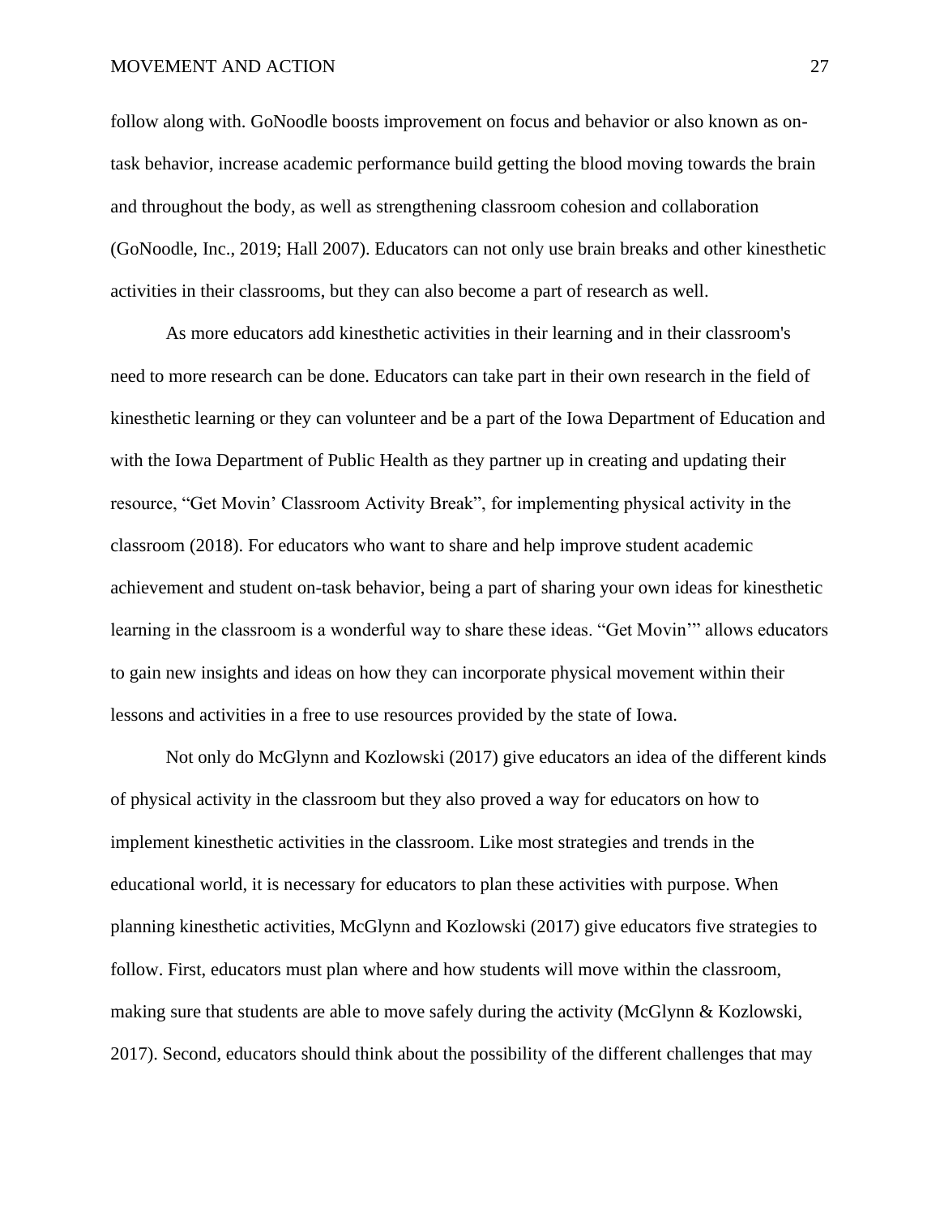follow along with. GoNoodle boosts improvement on focus and behavior or also known as on-task behavior, increase academic performance build getting the blood moving towards the brain and throughout the body, as well as strengthening classroom cohesion and collaboration (GoNoodle, Inc., 2019; Hall 2007). Educators can not only use brain breaks and other kinesthetic activities in their classrooms, but they can also become a part of research as well.

As more educators add kinesthetic activities in their learning and in their classroom's need to more research can be done. Educators can take part in their own research in the field of kinesthetic learning or they can volunteer and be a part of the Iowa Department of Education and with the Iowa Department of Public Health as they partner up in creating and updating their resource, "Get Movin' Classroom Activity Break", for implementing physical activity in the classroom (2018). For educators who want to share and help improve student academic achievement and student on-task behavior, being a part of sharing your own ideas for kinesthetic learning in the classroom is a wonderful way to share these ideas. "Get Movin'" allows educators to gain new insights and ideas on how they can incorporate physical movement within their lessons and activities in a free to use resources provided by the state of Iowa.

Not only do McGlynn and Kozlowski (2017) give educators an idea of the different kinds of physical activity in the classroom but they also proved a way for educators on how to implement kinesthetic activities in the classroom. Like most strategies and trends in the educational world, it is necessary for educators to plan these activities with purpose. When planning kinesthetic activities, McGlynn and Kozlowski (2017) give educators five strategies to follow. First, educators must plan where and how students will move within the classroom, making sure that students are able to move safely during the activity (McGlynn & Kozlowski, 2017). Second, educators should think about the possibility of the different challenges that may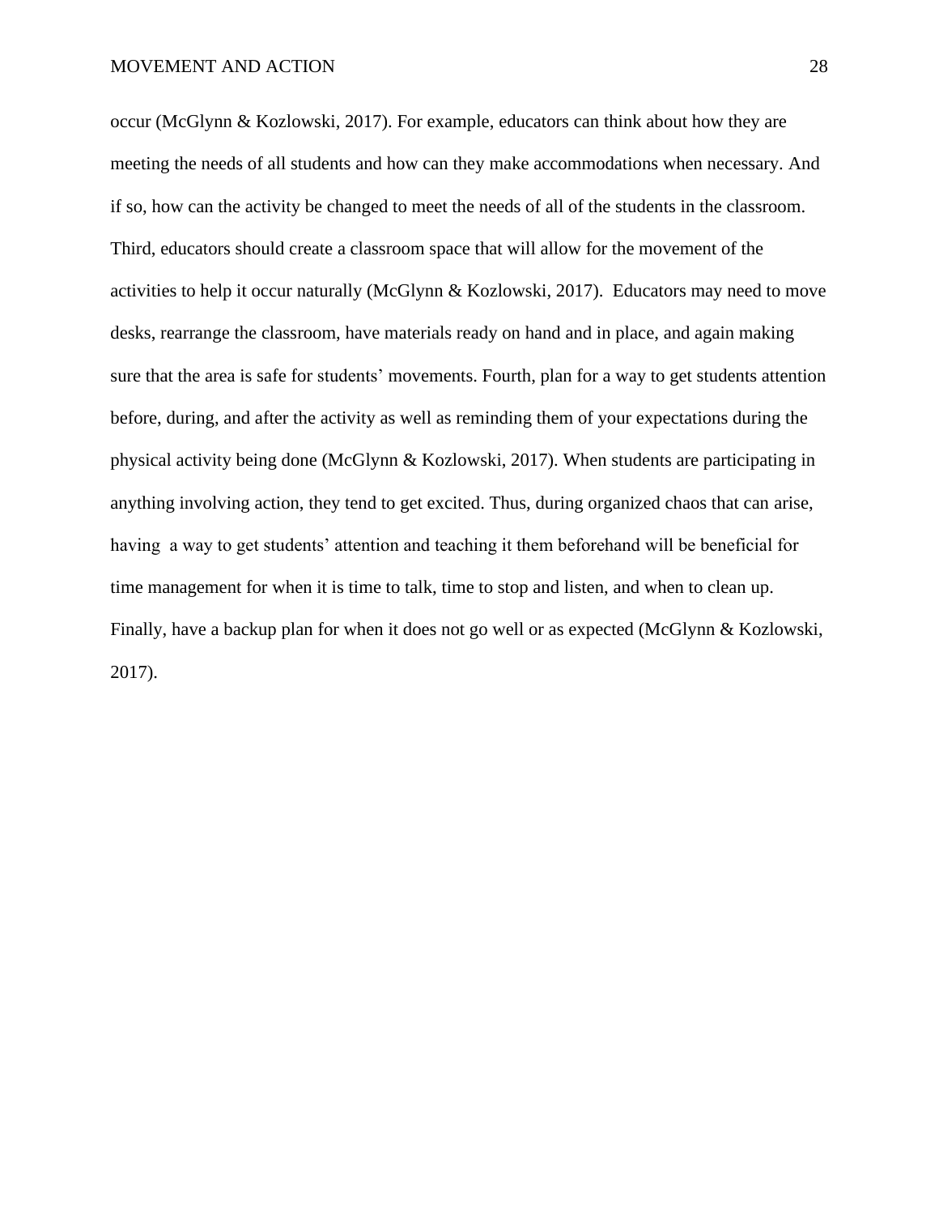occur (McGlynn & Kozlowski, 2017). For example, educators can think about how they are meeting the needs of all students and how can they make accommodations when necessary. And if so, how can the activity be changed to meet the needs of all of the students in the classroom. Third, educators should create a classroom space that will allow for the movement of the activities to help it occur naturally (McGlynn & Kozlowski, 2017). Educators may need to move desks, rearrange the classroom, have materials ready on hand and in place, and again making sure that the area is safe for students' movements. Fourth, plan for a way to get students attention before, during, and after the activity as well as reminding them of your expectations during the physical activity being done (McGlynn & Kozlowski, 2017). When students are participating in anything involving action, they tend to get excited. Thus, during organized chaos that can arise, having a way to get students' attention and teaching it them beforehand will be beneficial for time management for when it is time to talk, time to stop and listen, and when to clean up. Finally, have a backup plan for when it does not go well or as expected (McGlynn & Kozlowski, 2017).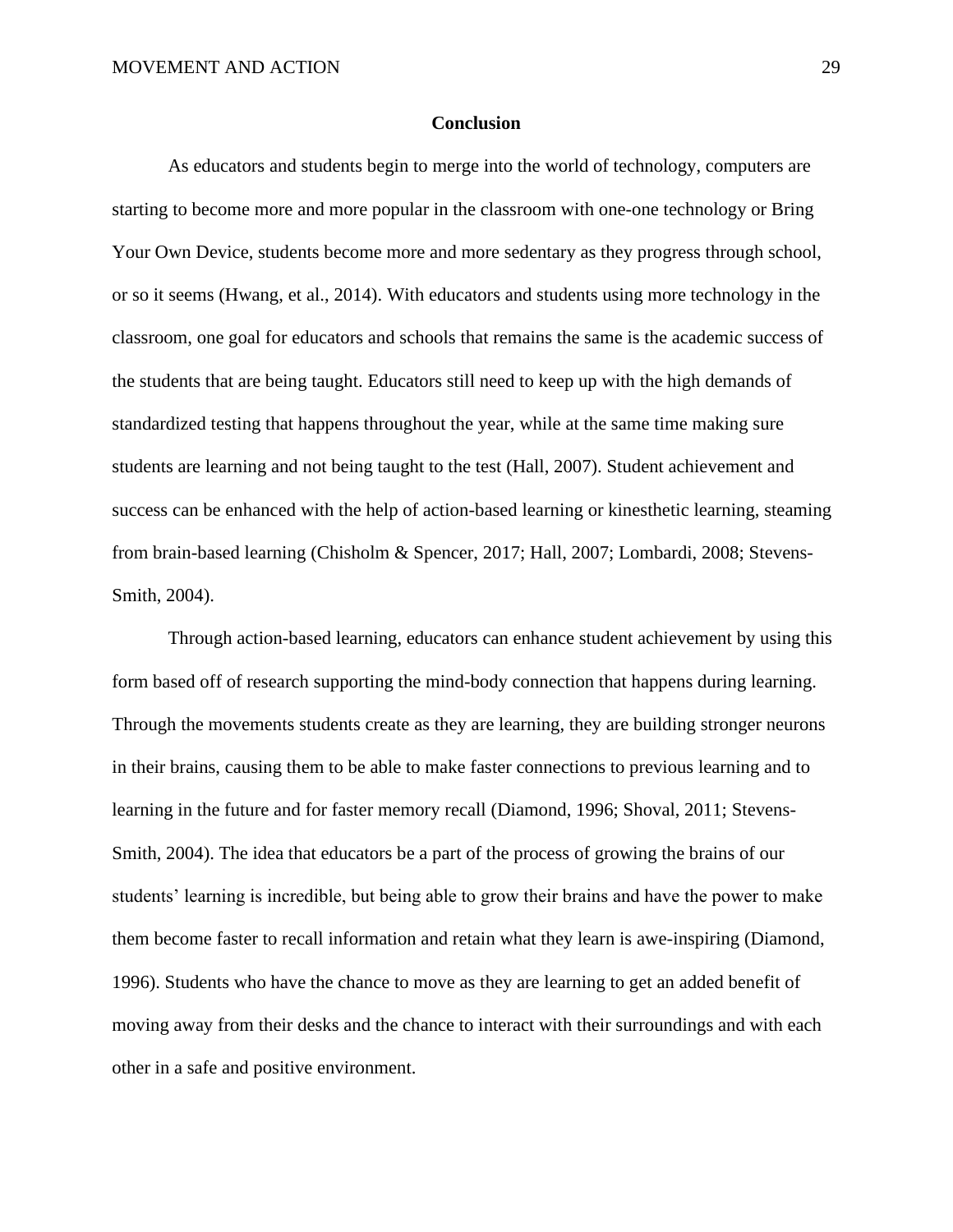## Conclusion

As educators and students begin to merge into the world of technology, computers are starting to become more and more popular in the classroom with one-one technology or Bring Your Own Device, students become more and more sedentary as they progress through school, or so it seems (Hwang, et al., 2014). With educators and students using more technology in the classroom, one goal for educators and schools that remains the same is the academic success of the students that are being taught. Educators still need to keep up with the high demands of standardized testing that happens throughout the year, while at the same time making sure students are learning and not being taught to the test (Hall, 2007). Student achievement and success can be enhanced with the help of action-based learning or kinesthetic learning, steaming from brain-based learning (Chisholm & Spencer, 2017; Hall, 2007; Lombardi, 2008; Stevens-Smith, 2004).

Through action-based learning, educators can enhance student achievement by using this form based off of research supporting the mind-body connection that happens during learning. Through the movements students create as they are learning, they are building stronger neurons in their brains, causing them to be able to make faster connections to previous learning and to learning in the future and for faster memory recall (Diamond, 1996; Shoval, 2011; Stevens-Smith, 2004). The idea that educators be a part of the process of growing the brains of our students' learning is incredible, but being able to grow their brains and have the power to make them become faster to recall information and retain what they learn is awe-inspiring (Diamond, 1996). Students who have the chance to move as they are learning to get an added benefit of moving away from their desks and the chance to interact with their surroundings and with each other in a safe and positive environment.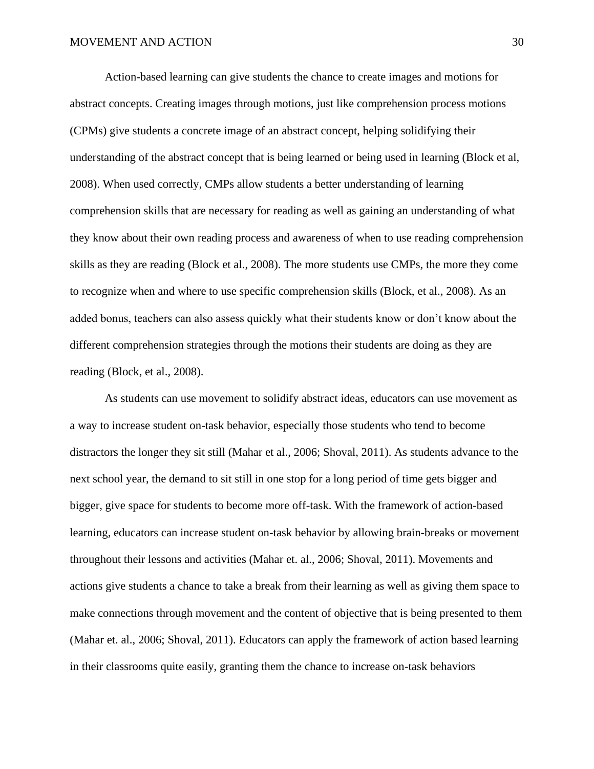Action-based learning can give students the chance to create images and motions for abstract concepts. Creating images through motions, just like comprehension process motions (CPMs) give students a concrete image of an abstract concept, helping solidifying their understanding of the abstract concept that is being learned or being used in learning (Block et al, 2008). When used correctly, CMPs allow students a better understanding of learning comprehension skills that are necessary for reading as well as gaining an understanding of what they know about their own reading process and awareness of when to use reading comprehension skills as they are reading (Block et al., 2008). The more students use CMPs, the more they come to recognize when and where to use specific comprehension skills (Block, et al., 2008). As an added bonus, teachers can also assess quickly what their students know or don't know about the different comprehension strategies through the motions their students are doing as they are reading (Block, et al., 2008).

As students can use movement to solidify abstract ideas, educators can use movement as a way to increase student on-task behavior, especially those students who tend to become distractors the longer they sit still (Mahar et al., 2006; Shoval, 2011). As students advance to the next school year, the demand to sit still in one stop for a long period of time gets bigger and bigger, give space for students to become more off-task. With the framework of action-based learning, educators can increase student on-task behavior by allowing brain-breaks or movement throughout their lessons and activities (Mahar et. al., 2006; Shoval, 2011). Movements and actions give students a chance to take a break from their learning as well as giving them space to make connections through movement and the content of objective that is being presented to them (Mahar et. al., 2006; Shoval, 2011). Educators can apply the framework of action based learning in their classrooms quite easily, granting them the chance to increase on-task behaviors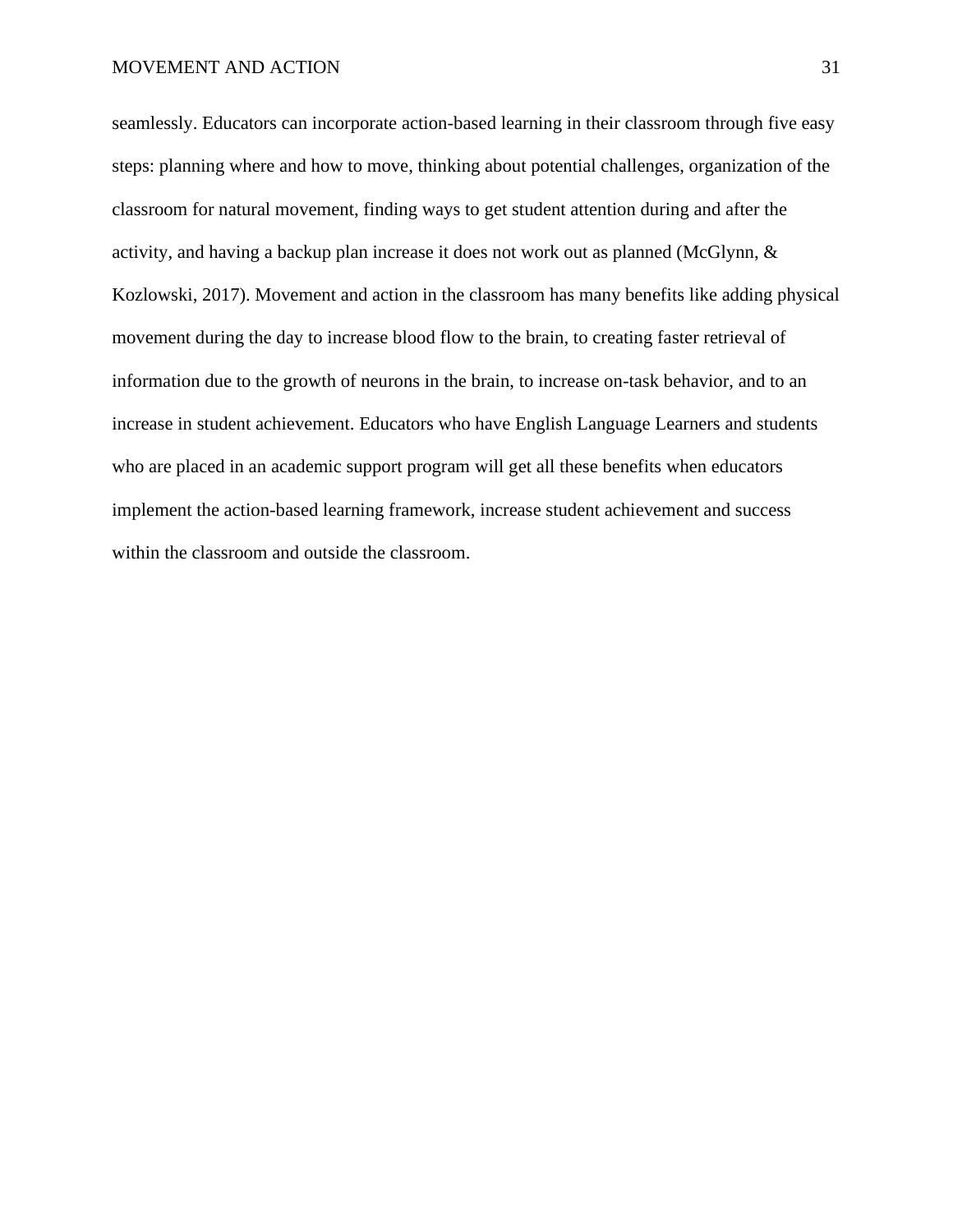seamlessly. Educators can incorporate action-based learning in their classroom through five easy steps: planning where and how to move, thinking about potential challenges, organization of the classroom for natural movement, finding ways to get student attention during and after the activity, and having a backup plan increase it does not work out as planned (McGlynn, & Kozlowski, 2017). Movement and action in the classroom has many benefits like adding physical movement during the day to increase blood flow to the brain, to creating faster retrieval of information due to the growth of neurons in the brain, to increase on-task behavior, and to an increase in student achievement. Educators who have English Language Learners and students who are placed in an academic support program will get all these benefits when educators implement the action-based learning framework, increase student achievement and success within the classroom and outside the classroom.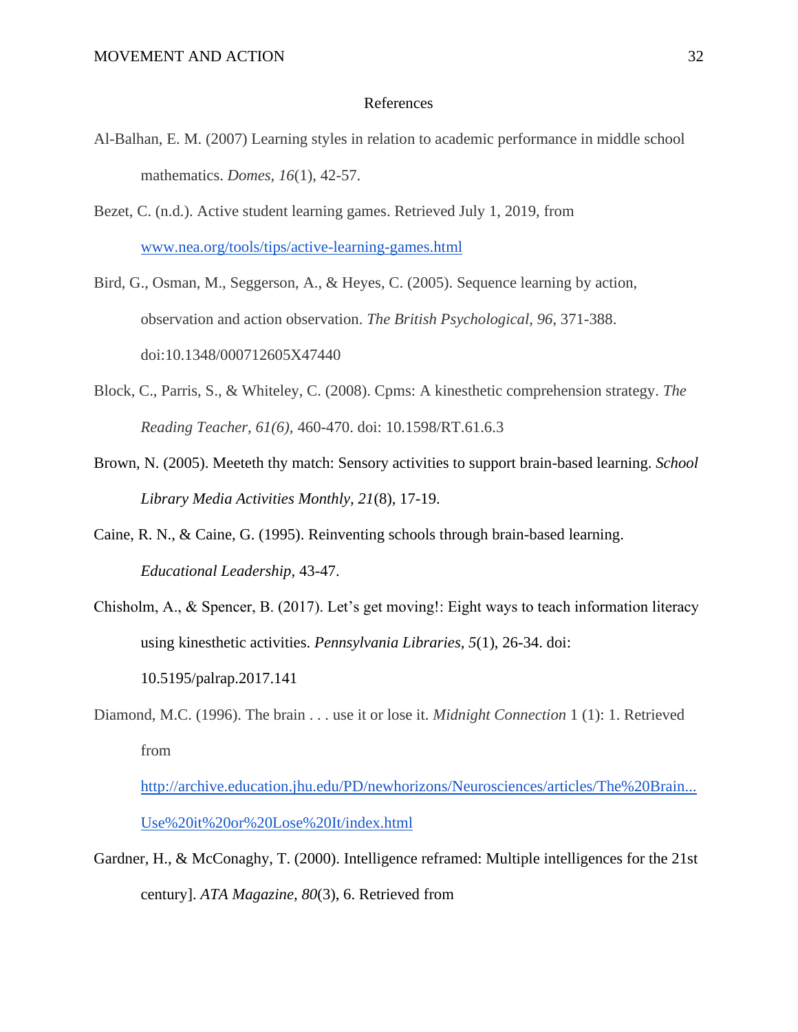# References

Al-Balhan, E. M. (2007) Learning styles in relation to academic performance in middle school mathematics. *Domes*, *16*(1), 42-57.

Bezet, C. (n.d.). Active student learning games. Retrieved July 1, 2019, from [www.nea.org/tools/tips/active-learning-games.html](www.nea.org/tools/tips/active-learning-games.html)

Bird, G., Osman, M., Seggerson, A., & Heyes, C. (2005). Sequence learning by action, observation and action observation. *The British Psychological*, *96*, 371-388. doi:10.1348/000712605X47440

Block, C., Parris, S., & Whiteley, C. (2008). Cpms: A kinesthetic comprehension strategy. *The Reading Teacher, 61(6),* 460-470. doi: 10.1598/RT.61.6.3

Brown, N. (2005). Meeteth thy match: Sensory activities to support brain-based learning. *School Library Media Activities Monthly, 21*(8), 17-19.

Caine, R. N., & Caine, G. (1995). Reinventing schools through brain-based learning. *Educational Leadership*, 43-47.

Chisholm, A., & Spencer, B. (2017). Let's get moving!: Eight ways to teach information literacy using kinesthetic activities. *Pennsylvania Libraries, 5*(1), 26-34. doi: 10.5195/palrap.2017.141

Diamond, M.C. (1996). The brain . . . use it or lose it. *Midnight Connection* 1 (1): 1. Retrieved from [http://archive.education.jhu.edu/PD/newhorizons/Neurosciences/articles/The%20Brain...Use%20it%20or%20Lose%20It/index.html](http://archive.education.jhu.edu/PD/newhorizons/Neurosciences/articles/The%20Brain...Use%20it%20or%20Lose%20It/index.html)

Gardner, H., & McConaghy, T. (2000). Intelligence reframed: Multiple intelligences for the 21st century]. *ATA Magazine, 80*(3), 6. Retrieved from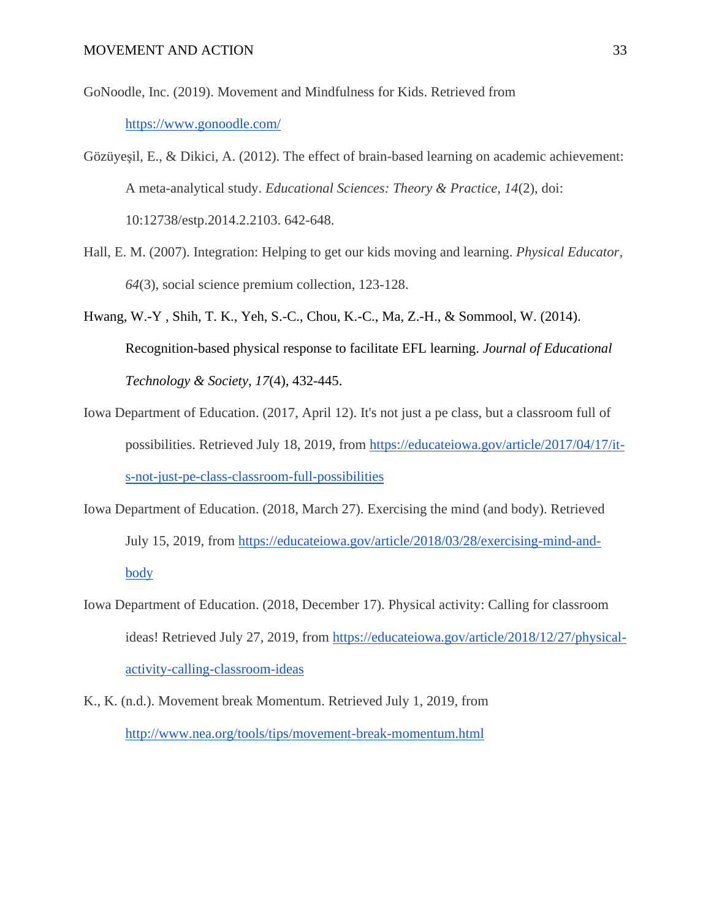GoNoodle, Inc. (2019). Movement and Mindfulness for Kids. Retrieved from https://www.gonoodle.com/

Gözüyeşil, E., & Dikici, A. (2012). The effect of brain-based learning on academic achievement: A meta-analytical study. *Educational Sciences: Theory & Practice, 14*(2), doi: 10:12738/estp.2014.2.2103. 642-648.

Hall, E. M. (2007). Integration: Helping to get our kids moving and learning. *Physical Educator, 64*(3), social science premium collection, 123-128.

Hwang, W.-Y , Shih, T. K., Yeh, S.-C., Chou, K.-C., Ma, Z.-H., & Sommool, W. (2014). Recognition-based physical response to facilitate EFL learning. *Journal of Educational Technology & Society, 17*(4), 432-445.

Iowa Department of Education. (2017, April 12). It's not just a pe class, but a classroom full of possibilities. Retrieved July 18, 2019, from https://educateiowa.gov/article/2017/04/17/it-s-not-just-pe-class-classroom-full-possibilities

Iowa Department of Education. (2018, March 27). Exercising the mind (and body). Retrieved July 15, 2019, from https://educateiowa.gov/article/2018/03/28/exercising-mind-and-body

Iowa Department of Education. (2018, December 17). Physical activity: Calling for classroom ideas! Retrieved July 27, 2019, from https://educateiowa.gov/article/2018/12/27/physical-activity-calling-classroom-ideas

K., K. (n.d.). Movement break Momentum. Retrieved July 1, 2019, from http://www.nea.org/tools/tips/movement-break-momentum.html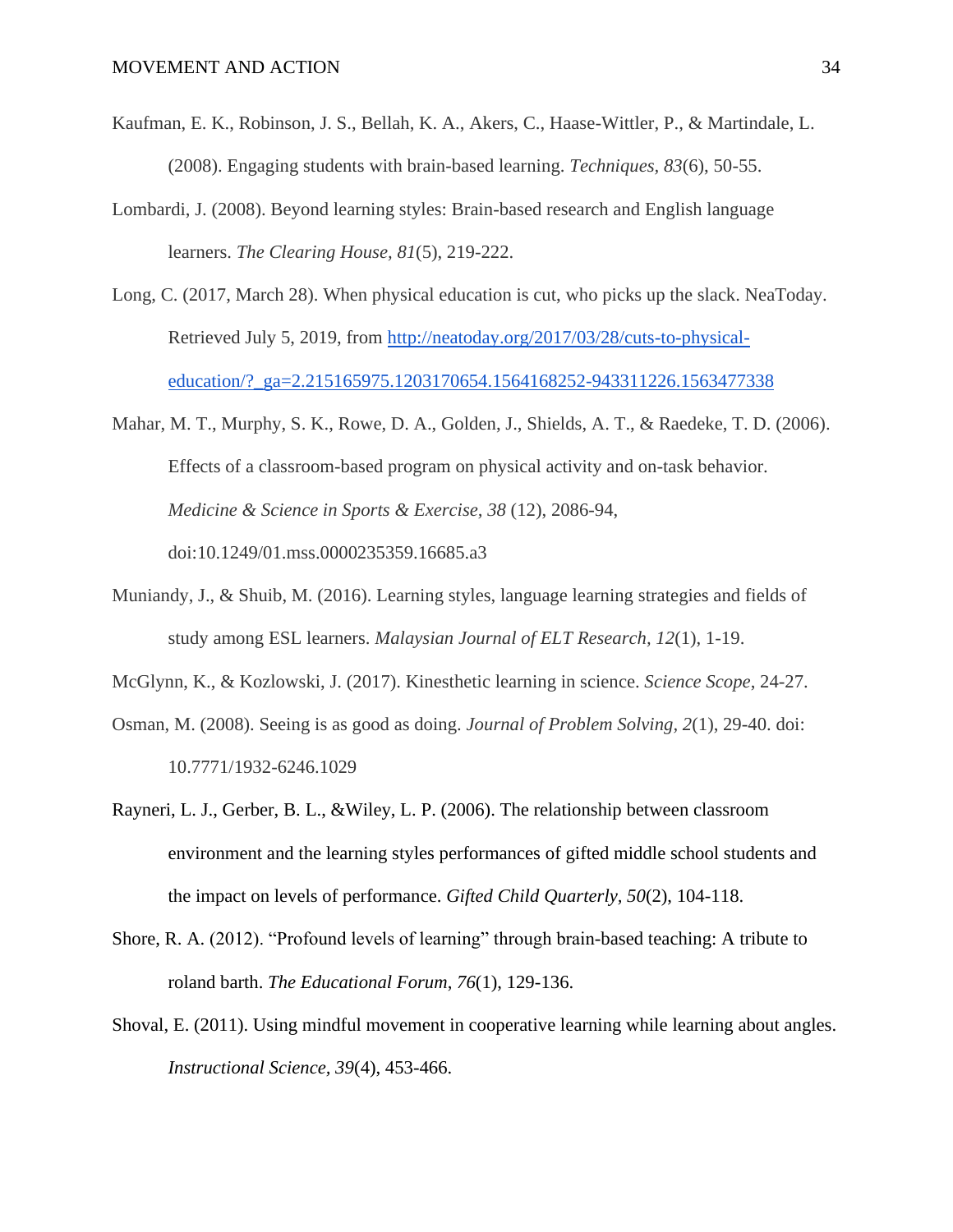Kaufman, E. K., Robinson, J. S., Bellah, K. A., Akers, C., Haase-Wittler, P., & Martindale, L. (2008). Engaging students with brain-based learning. *Techniques, 83*(6), 50-55.

Lombardi, J. (2008). Beyond learning styles: Brain-based research and English language learners. *The Clearing House, 81*(5), 219-222.

Long, C. (2017, March 28). When physical education is cut, who picks up the slack. NeaToday. Retrieved July 5, 2019, from http://neatoday.org/2017/03/28/cuts-to-physical-education/?_ga=2.215165975.1203170654.1564168252-943311226.1563477338

Mahar, M. T., Murphy, S. K., Rowe, D. A., Golden, J., Shields, A. T., & Raedeke, T. D. (2006). Effects of a classroom-based program on physical activity and on-task behavior. *Medicine & Science in Sports & Exercise, 38* (12), 2086-94, doi:10.1249/01.mss.0000235359.16685.a3

Muniandy, J., & Shuib, M. (2016). Learning styles, language learning strategies and fields of study among ESL learners. *Malaysian Journal of ELT Research, 12*(1), 1-19.

McGlynn, K., & Kozlowski, J. (2017). Kinesthetic learning in science. *Science Scope*, 24-27.

Osman, M. (2008). Seeing is as good as doing. *Journal of Problem Solving*, *2*(1), 29-40. doi: 10.7771/1932-6246.1029

Rayneri, L. J., Gerber, B. L., &Wiley, L. P. (2006). The relationship between classroom environment and the learning styles performances of gifted middle school students and the impact on levels of performance. *Gifted Child Quarterly*, *50*(2), 104-118.

Shore, R. A. (2012). "Profound levels of learning" through brain-based teaching: A tribute to roland barth. *The Educational Forum*, *76*(1), 129-136.

Shoval, E. (2011). Using mindful movement in cooperative learning while learning about angles. *Instructional Science, 39*(4), 453-466.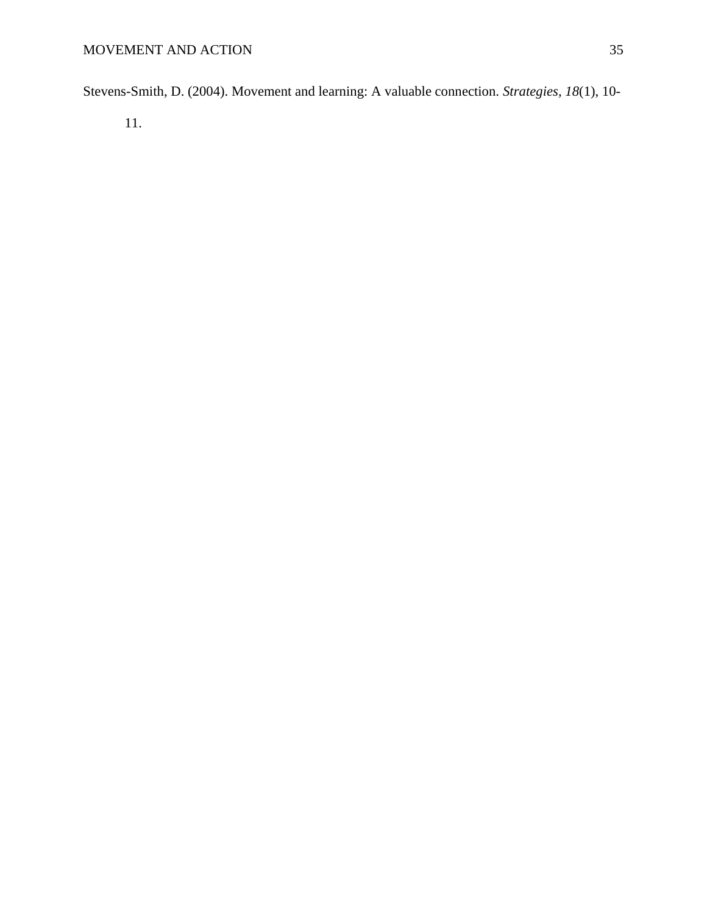Stevens-Smith, D. (2004). Movement and learning: A valuable connection. *Strategies, 18*(1), 10-11.